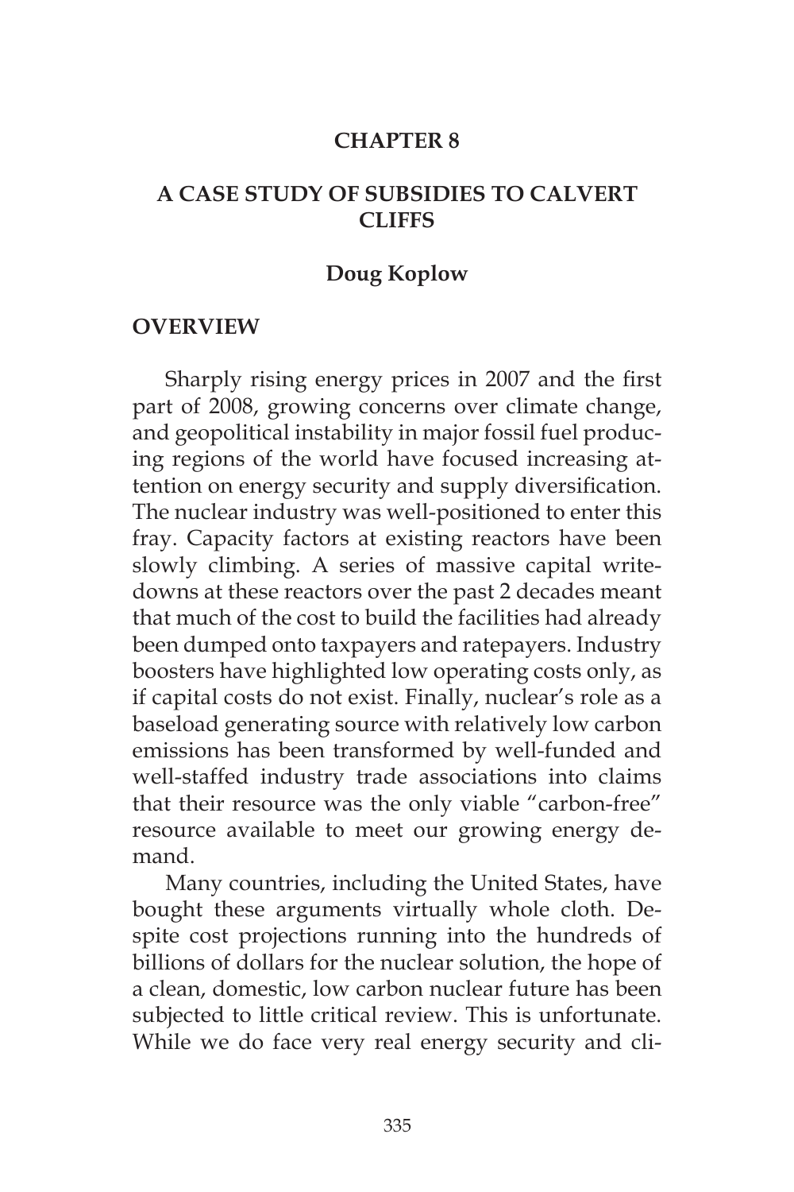# CHAPTER 8

# A CASE STUDY OF SUBSIDIES TO CALVERT CLIFFS

**Doug Koplow**

## OVERVIEW

Sharply rising energy prices in 2007 and the first part of 2008, growing concerns over climate change, and geopolitical instability in major fossil fuel producing regions of the world have focused increasing attention on energy security and supply diversification. The nuclear industry was well-positioned to enter this fray. Capacity factors at existing reactors have been slowly climbing. A series of massive capital write-downs at these reactors over the past 2 decades meant that much of the cost to build the facilities had already been dumped onto taxpayers and ratepayers. Industry boosters have highlighted low operating costs only, as if capital costs do not exist. Finally, nuclear's role as a baseload generating source with relatively low carbon emissions has been transformed by well-funded and well-staffed industry trade associations into claims that their resource was the only viable "carbon-free" resource available to meet our growing energy demand.

Many countries, including the United States, have bought these arguments virtually whole cloth. Despite cost projections running into the hundreds of billions of dollars for the nuclear solution, the hope of a clean, domestic, low carbon nuclear future has been subjected to little critical review. This is unfortunate. While we do face very real energy security and cli-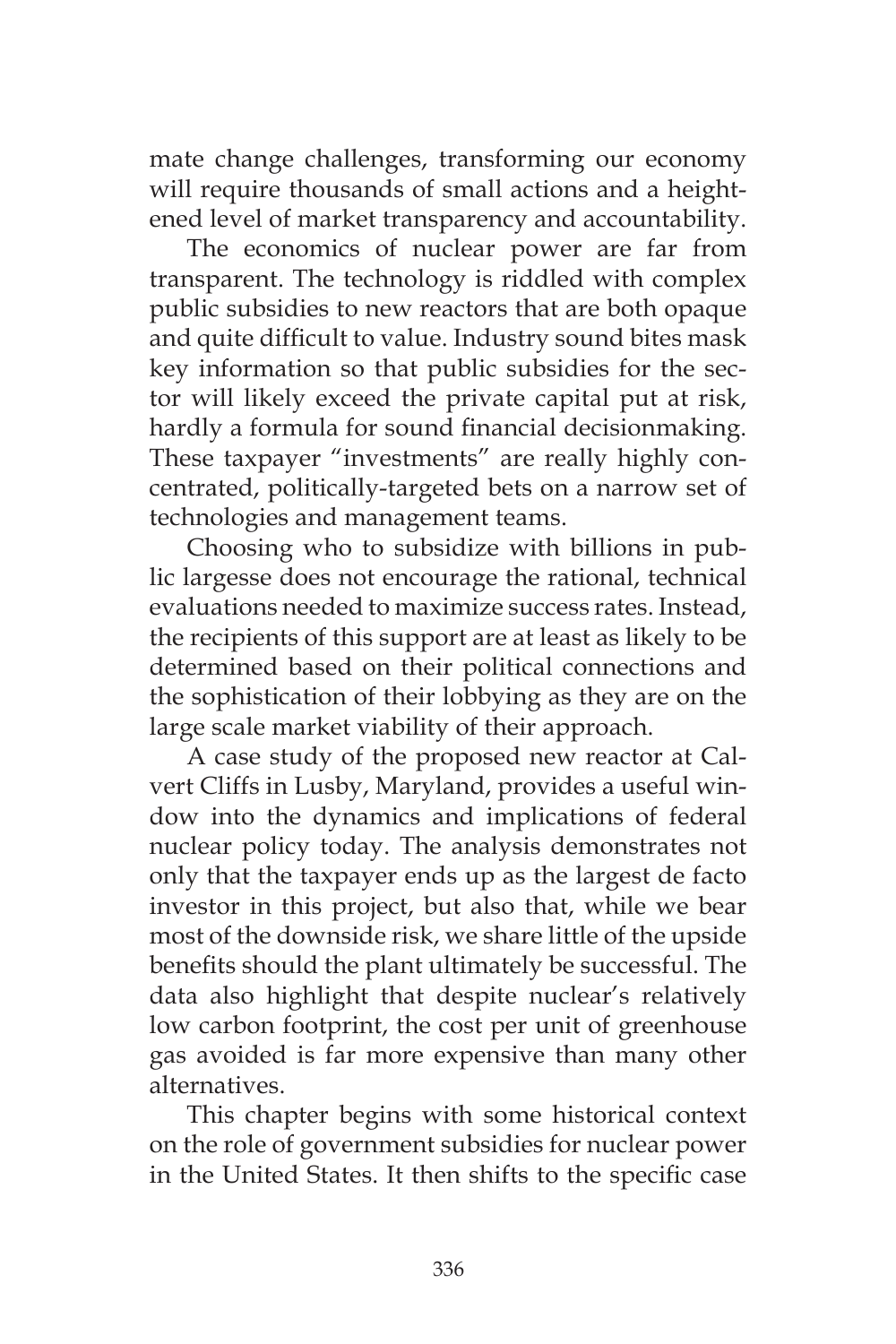mate change challenges, transforming our economy will require thousands of small actions and a heightened level of market transparency and accountability.

The economics of nuclear power are far from transparent. The technology is riddled with complex public subsidies to new reactors that are both opaque and quite difficult to value. Industry sound bites mask key information so that public subsidies for the sector will likely exceed the private capital put at risk, hardly a formula for sound financial decisionmaking. These taxpayer "investments" are really highly concentrated, politically-targeted bets on a narrow set of technologies and management teams.

Choosing who to subsidize with billions in public largesse does not encourage the rational, technical evaluations needed to maximize success rates. Instead, the recipients of this support are at least as likely to be determined based on their political connections and the sophistication of their lobbying as they are on the large scale market viability of their approach.

A case study of the proposed new reactor at Calvert Cliffs in Lusby, Maryland, provides a useful window into the dynamics and implications of federal nuclear policy today. The analysis demonstrates not only that the taxpayer ends up as the largest de facto investor in this project, but also that, while we bear most of the downside risk, we share little of the upside benefits should the plant ultimately be successful. The data also highlight that despite nuclear's relatively low carbon footprint, the cost per unit of greenhouse gas avoided is far more expensive than many other alternatives.

This chapter begins with some historical context on the role of government subsidies for nuclear power in the United States. It then shifts to the specific case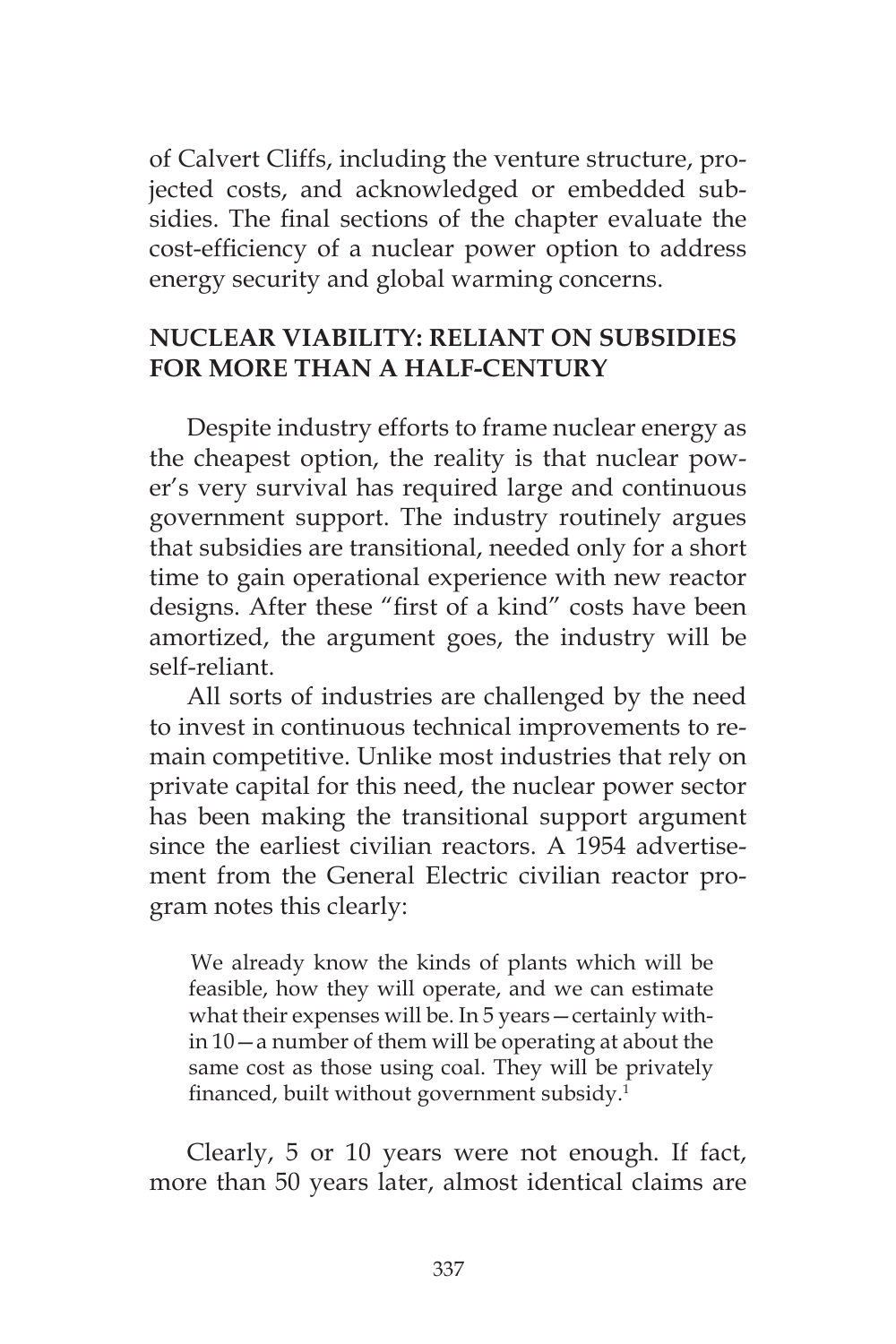of Calvert Cliffs, including the venture structure, projected costs, and acknowledged or embedded subsidies. The final sections of the chapter evaluate the cost-efficiency of a nuclear power option to address energy security and global warming concerns.

## NUCLEAR VIABILITY: RELIANT ON SUBSIDIES FOR MORE THAN A HALF-CENTURY

Despite industry efforts to frame nuclear energy as the cheapest option, the reality is that nuclear power's very survival has required large and continuous government support. The industry routinely argues that subsidies are transitional, needed only for a short time to gain operational experience with new reactor designs. After these "first of a kind" costs have been amortized, the argument goes, the industry will be self-reliant.

All sorts of industries are challenged by the need to invest in continuous technical improvements to remain competitive. Unlike most industries that rely on private capital for this need, the nuclear power sector has been making the transitional support argument since the earliest civilian reactors. A 1954 advertisement from the General Electric civilian reactor program notes this clearly:

> We already know the kinds of plants which will be feasible, how they will operate, and we can estimate what their expenses will be. In 5 years—certainly within 10—a number of them will be operating at about the same cost as those using coal. They will be privately financed, built without government subsidy.[1]

Clearly, 5 or 10 years were not enough. If fact, more than 50 years later, almost identical claims are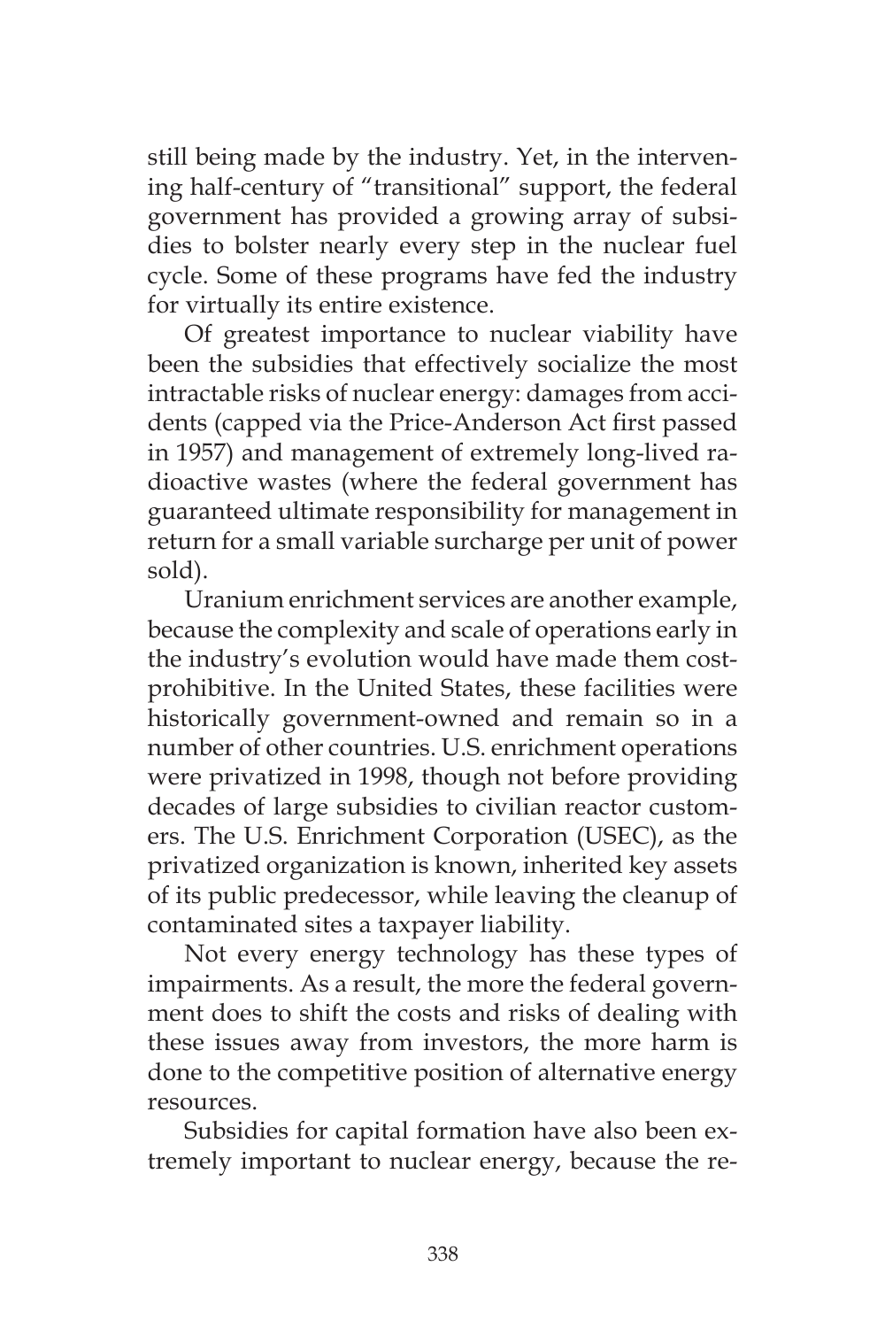still being made by the industry. Yet, in the intervening half-century of "transitional" support, the federal government has provided a growing array of subsidies to bolster nearly every step in the nuclear fuel cycle. Some of these programs have fed the industry for virtually its entire existence.

Of greatest importance to nuclear viability have been the subsidies that effectively socialize the most intractable risks of nuclear energy: damages from accidents (capped via the Price-Anderson Act first passed in 1957) and management of extremely long-lived radioactive wastes (where the federal government has guaranteed ultimate responsibility for management in return for a small variable surcharge per unit of power sold).

Uranium enrichment services are another example, because the complexity and scale of operations early in the industry's evolution would have made them cost-prohibitive. In the United States, these facilities were historically government-owned and remain so in a number of other countries. U.S. enrichment operations were privatized in 1998, though not before providing decades of large subsidies to civilian reactor customers. The U.S. Enrichment Corporation (USEC), as the privatized organization is known, inherited key assets of its public predecessor, while leaving the cleanup of contaminated sites a taxpayer liability.

Not every energy technology has these types of impairments. As a result, the more the federal government does to shift the costs and risks of dealing with these issues away from investors, the more harm is done to the competitive position of alternative energy resources.

Subsidies for capital formation have also been extremely important to nuclear energy, because the re-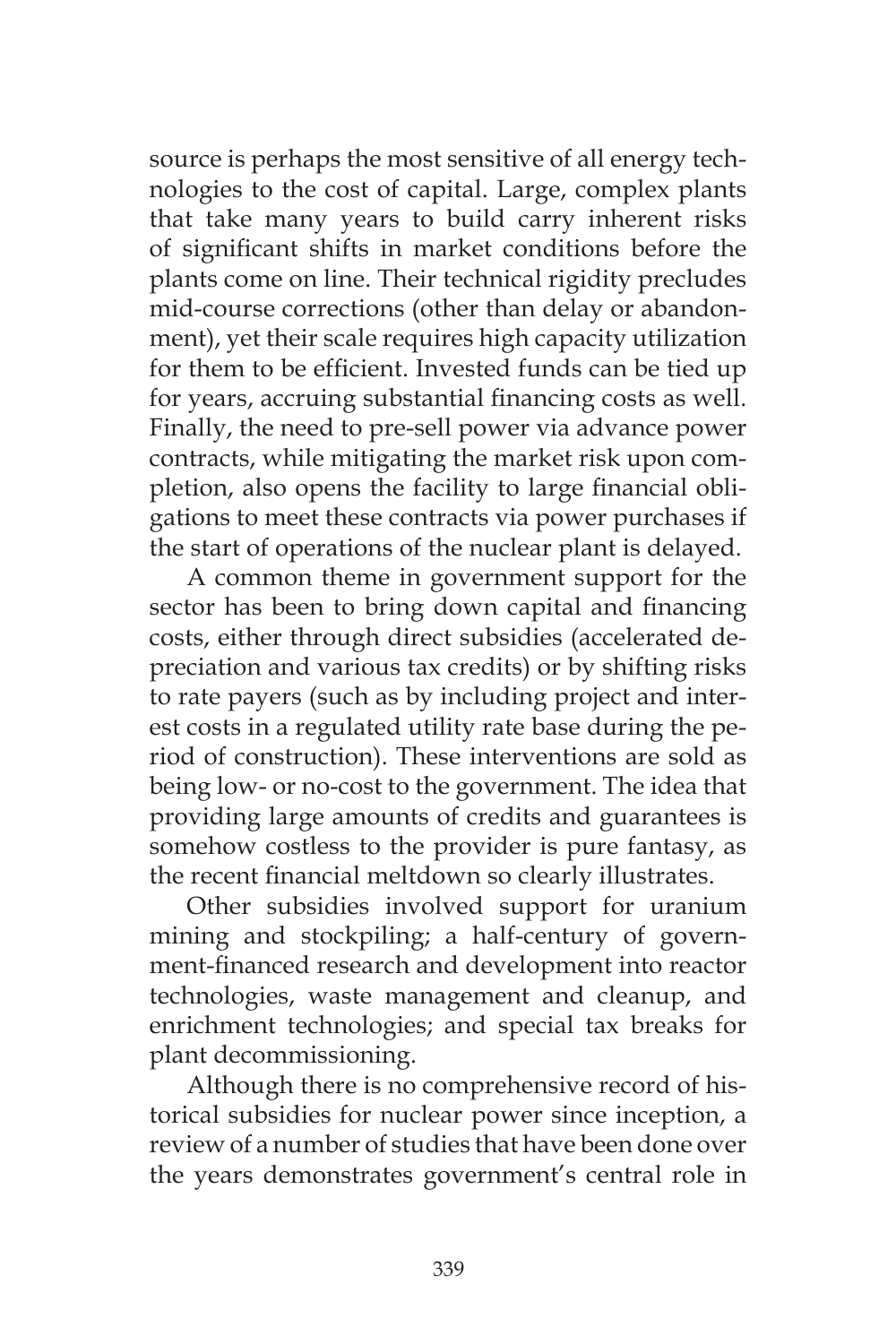source is perhaps the most sensitive of all energy technologies to the cost of capital. Large, complex plants that take many years to build carry inherent risks of significant shifts in market conditions before the plants come on line. Their technical rigidity precludes mid-course corrections (other than delay or abandonment), yet their scale requires high capacity utilization for them to be efficient. Invested funds can be tied up for years, accruing substantial financing costs as well. Finally, the need to pre-sell power via advance power contracts, while mitigating the market risk upon completion, also opens the facility to large financial obligations to meet these contracts via power purchases if the start of operations of the nuclear plant is delayed.

A common theme in government support for the sector has been to bring down capital and financing costs, either through direct subsidies (accelerated depreciation and various tax credits) or by shifting risks to rate payers (such as by including project and interest costs in a regulated utility rate base during the period of construction). These interventions are sold as being low- or no-cost to the government. The idea that providing large amounts of credits and guarantees is somehow costless to the provider is pure fantasy, as the recent financial meltdown so clearly illustrates.

Other subsidies involved support for uranium mining and stockpiling; a half-century of government-financed research and development into reactor technologies, waste management and cleanup, and enrichment technologies; and special tax breaks for plant decommissioning.

Although there is no comprehensive record of historical subsidies for nuclear power since inception, a review of a number of studies that have been done over the years demonstrates government's central role in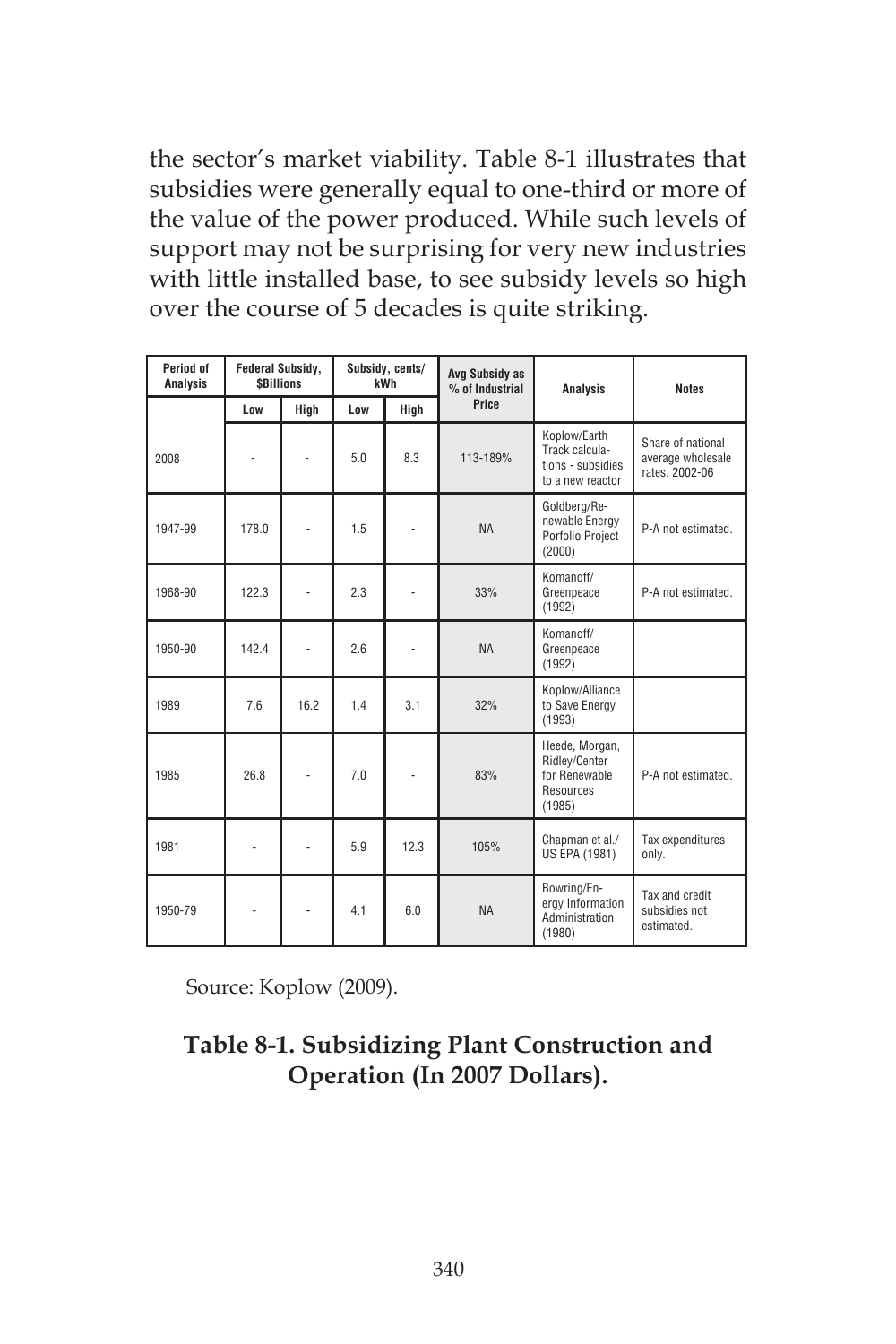the sector's market viability. Table 8-1 illustrates that subsidies were generally equal to one-third or more of the value of the power produced. While such levels of support may not be surprising for very new industries with little installed base, to see subsidy levels so high over the course of 5 decades is quite striking.

| Period of Analysis | Federal Subsidy, $Billions | | Subsidy, cents/ kWh | | Avg Subsidy as % of Industrial Price | Analysis | Notes |
|---|---|---|---|---|---|---|---|
| | Low | High | Low | High | | | |
| 2008 | - | - | 5.0 | 8.3 | 113-189% | Koplow/Earth Track calculations - subsidies to a new reactor | Share of national average wholesale rates, 2002-06 |
| 1947-99 | 178.0 | - | 1.5 | - | NA | Goldberg/Renewable Energy Porfolio Project (2000) | P-A not estimated. |
| 1968-90 | 122.3 | - | 2.3 | - | 33% | Komanoff/ Greenpeace (1992) | P-A not estimated. |
| 1950-90 | 142.4 | - | 2.6 | - | NA | Komanoff/ Greenpeace (1992) | |
| 1989 | 7.6 | 16.2 | 1.4 | 3.1 | 32% | Koplow/Alliance to Save Energy (1993) | |
| 1985 | 26.8 | - | 7.0 | - | 83% | Heede, Morgan, Ridley/Center for Renewable Resources (1985) | P-A not estimated. |
| 1981 | - | - | 5.9 | 12.3 | 105% | Chapman et al./ US EPA (1981) | Tax expenditures only. |
| 1950-79 | - | - | 4.1 | 6.0 | NA | Bowring/Energy Information Administration (1980) | Tax and credit subsidies not estimated. |

Source: Koplow (2009).

**Table 8-1. Subsidizing Plant Construction and Operation (In 2007 Dollars).**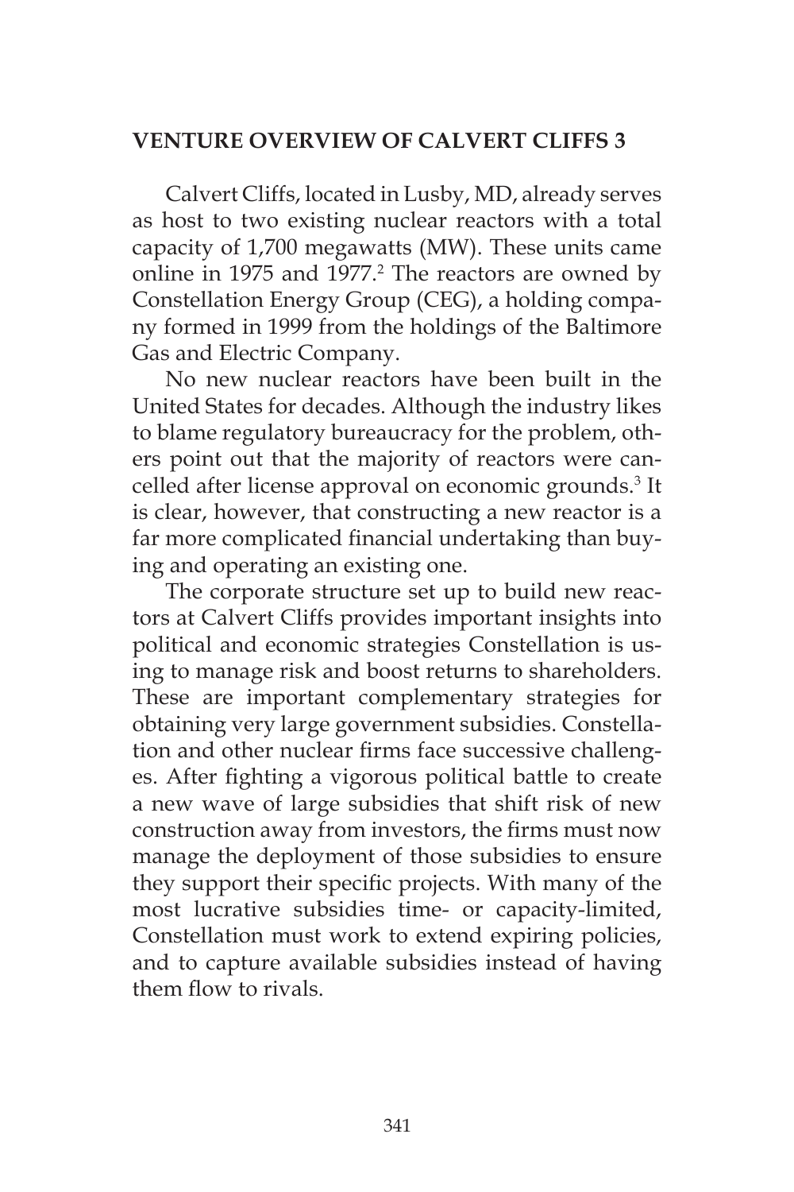## VENTURE OVERVIEW OF CALVERT CLIFFS 3

Calvert Cliffs, located in Lusby, MD, already serves as host to two existing nuclear reactors with a total capacity of 1,700 megawatts (MW). These units came online in 1975 and 1977.[2] The reactors are owned by Constellation Energy Group (CEG), a holding company formed in 1999 from the holdings of the Baltimore Gas and Electric Company.

No new nuclear reactors have been built in the United States for decades. Although the industry likes to blame regulatory bureaucracy for the problem, others point out that the majority of reactors were cancelled after license approval on economic grounds.[3] It is clear, however, that constructing a new reactor is a far more complicated financial undertaking than buying and operating an existing one.

The corporate structure set up to build new reactors at Calvert Cliffs provides important insights into political and economic strategies Constellation is using to manage risk and boost returns to shareholders. These are important complementary strategies for obtaining very large government subsidies. Constellation and other nuclear firms face successive challenges. After fighting a vigorous political battle to create a new wave of large subsidies that shift risk of new construction away from investors, the firms must now manage the deployment of those subsidies to ensure they support their specific projects. With many of the most lucrative subsidies time- or capacity-limited, Constellation must work to extend expiring policies, and to capture available subsidies instead of having them flow to rivals.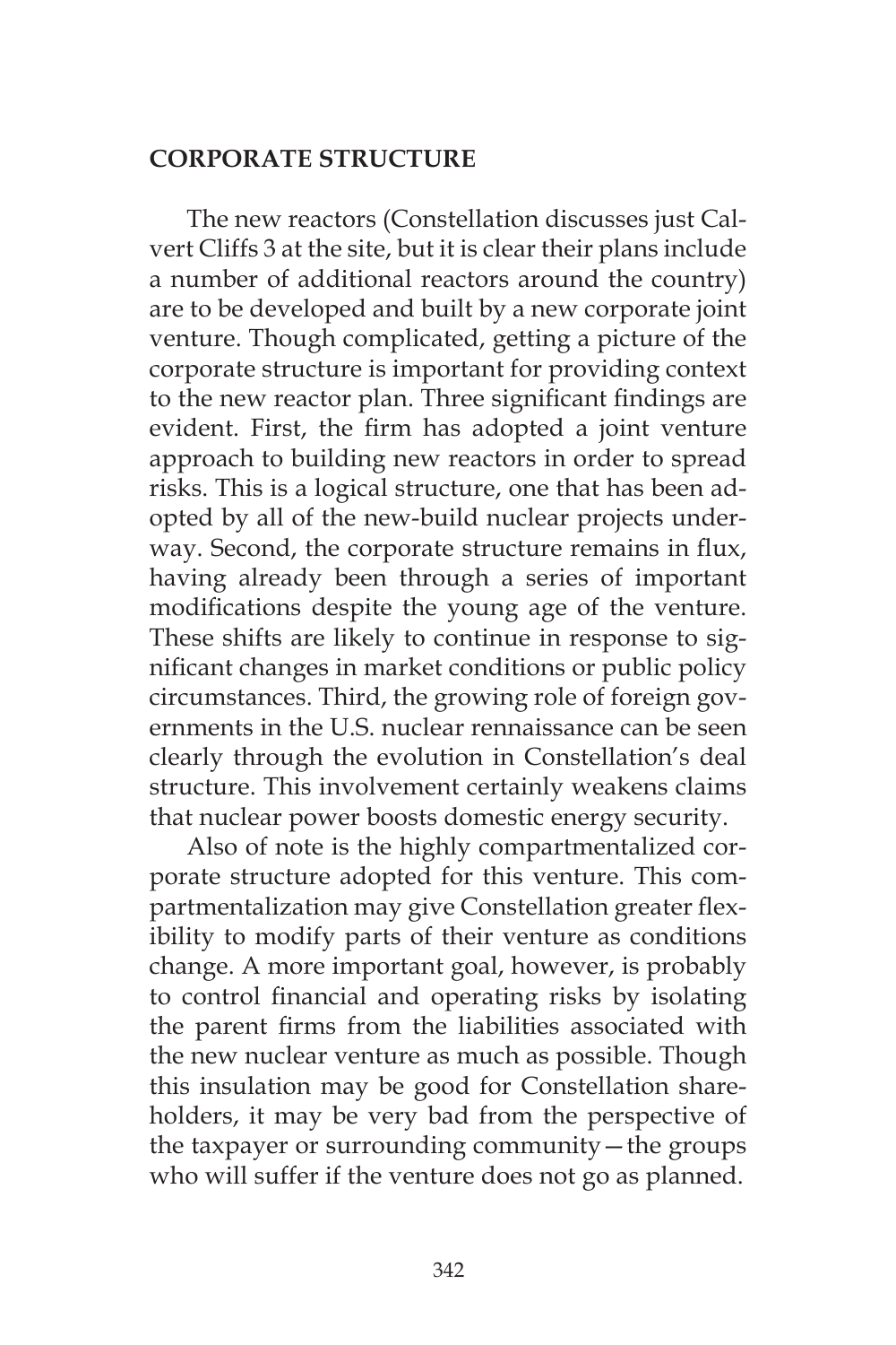## CORPORATE STRUCTURE

The new reactors (Constellation discusses just Calvert Cliffs 3 at the site, but it is clear their plans include a number of additional reactors around the country) are to be developed and built by a new corporate joint venture. Though complicated, getting a picture of the corporate structure is important for providing context to the new reactor plan. Three significant findings are evident. First, the firm has adopted a joint venture approach to building new reactors in order to spread risks. This is a logical structure, one that has been adopted by all of the new-build nuclear projects underway. Second, the corporate structure remains in flux, having already been through a series of important modifications despite the young age of the venture. These shifts are likely to continue in response to significant changes in market conditions or public policy circumstances. Third, the growing role of foreign governments in the U.S. nuclear rennaissance can be seen clearly through the evolution in Constellation's deal structure. This involvement certainly weakens claims that nuclear power boosts domestic energy security.

Also of note is the highly compartmentalized corporate structure adopted for this venture. This compartmentalization may give Constellation greater flexibility to modify parts of their venture as conditions change. A more important goal, however, is probably to control financial and operating risks by isolating the parent firms from the liabilities associated with the new nuclear venture as much as possible. Though this insulation may be good for Constellation shareholders, it may be very bad from the perspective of the taxpayer or surrounding community—the groups who will suffer if the venture does not go as planned.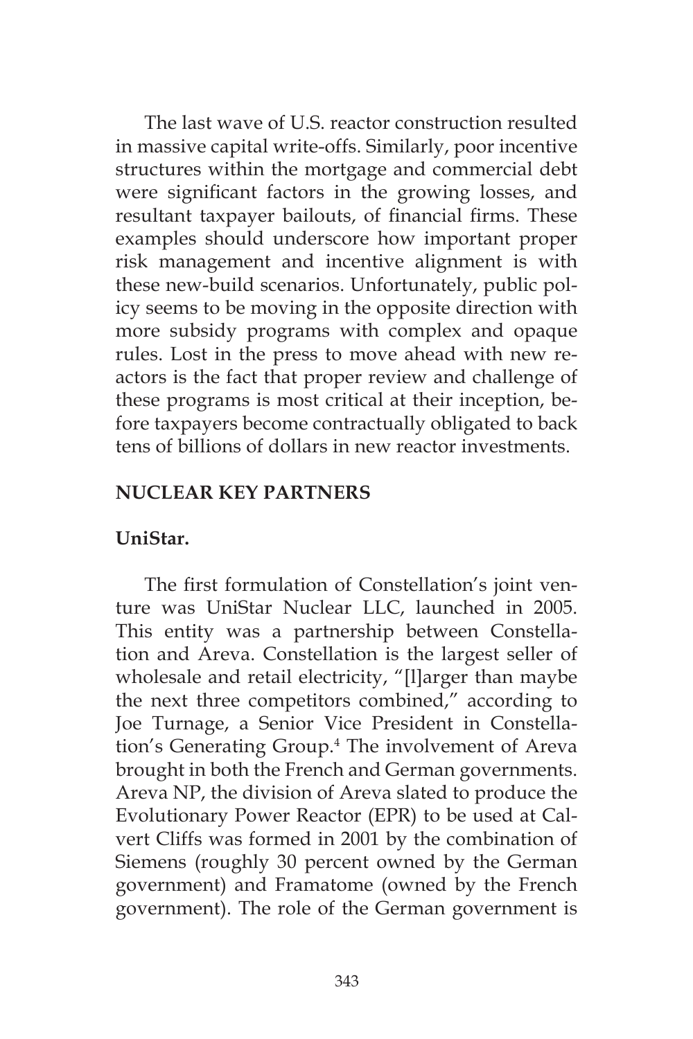The last wave of U.S. reactor construction resulted in massive capital write-offs. Similarly, poor incentive structures within the mortgage and commercial debt were significant factors in the growing losses, and resultant taxpayer bailouts, of financial firms. These examples should underscore how important proper risk management and incentive alignment is with these new-build scenarios. Unfortunately, public policy seems to be moving in the opposite direction with more subsidy programs with complex and opaque rules. Lost in the press to move ahead with new reactors is the fact that proper review and challenge of these programs is most critical at their inception, before taxpayers become contractually obligated to back tens of billions of dollars in new reactor investments.

## NUCLEAR KEY PARTNERS

### UniStar.

The first formulation of Constellation's joint venture was UniStar Nuclear LLC, launched in 2005. This entity was a partnership between Constellation and Areva. Constellation is the largest seller of wholesale and retail electricity, "[l]arger than maybe the next three competitors combined," according to Joe Turnage, a Senior Vice President in Constellation's Generating Group.[4] The involvement of Areva brought in both the French and German governments. Areva NP, the division of Areva slated to produce the Evolutionary Power Reactor (EPR) to be used at Calvert Cliffs was formed in 2001 by the combination of Siemens (roughly 30 percent owned by the German government) and Framatome (owned by the French government). The role of the German government is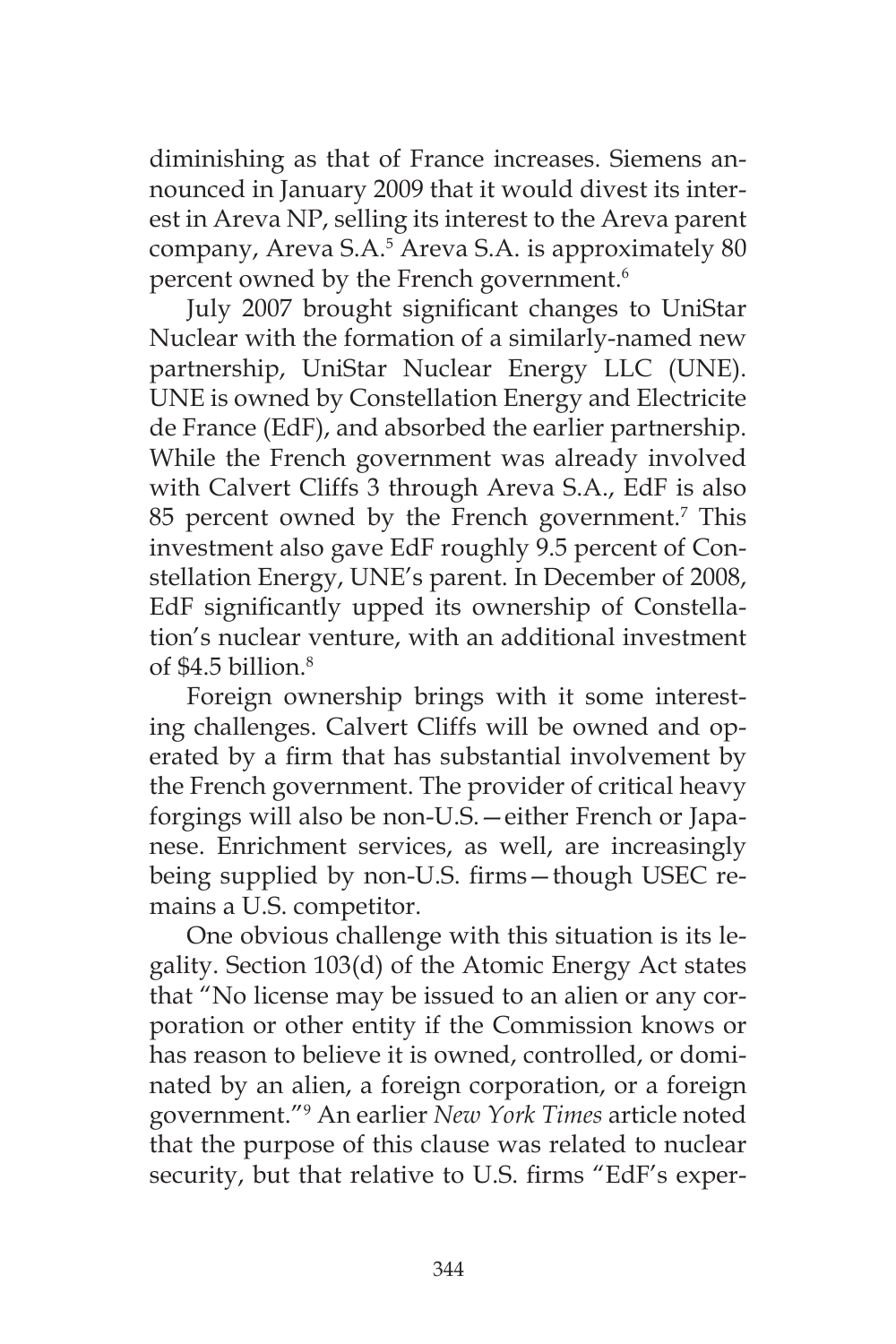diminishing as that of France increases. Siemens announced in January 2009 that it would divest its interest in Areva NP, selling its interest to the Areva parent company, Areva S.A.[5] Areva S.A. is approximately 80 percent owned by the French government.[6]

July 2007 brought significant changes to UniStar Nuclear with the formation of a similarly-named new partnership, UniStar Nuclear Energy LLC (UNE). UNE is owned by Constellation Energy and Electricite de France (EdF), and absorbed the earlier partnership. While the French government was already involved with Calvert Cliffs 3 through Areva S.A., EdF is also 85 percent owned by the French government.[7] This investment also gave EdF roughly 9.5 percent of Constellation Energy, UNE's parent. In December of 2008, EdF significantly upped its ownership of Constellation's nuclear venture, with an additional investment of $4.5 billion.[8]

Foreign ownership brings with it some interesting challenges. Calvert Cliffs will be owned and operated by a firm that has substantial involvement by the French government. The provider of critical heavy forgings will also be non-U.S.—either French or Japanese. Enrichment services, as well, are increasingly being supplied by non-U.S. firms—though USEC remains a U.S. competitor.

One obvious challenge with this situation is its legality. Section 103(d) of the Atomic Energy Act states that "No license may be issued to an alien or any corporation or other entity if the Commission knows or has reason to believe it is owned, controlled, or dominated by an alien, a foreign corporation, or a foreign government."[9] An earlier *New York Times* article noted that the purpose of this clause was related to nuclear security, but that relative to U.S. firms "EdF's exper-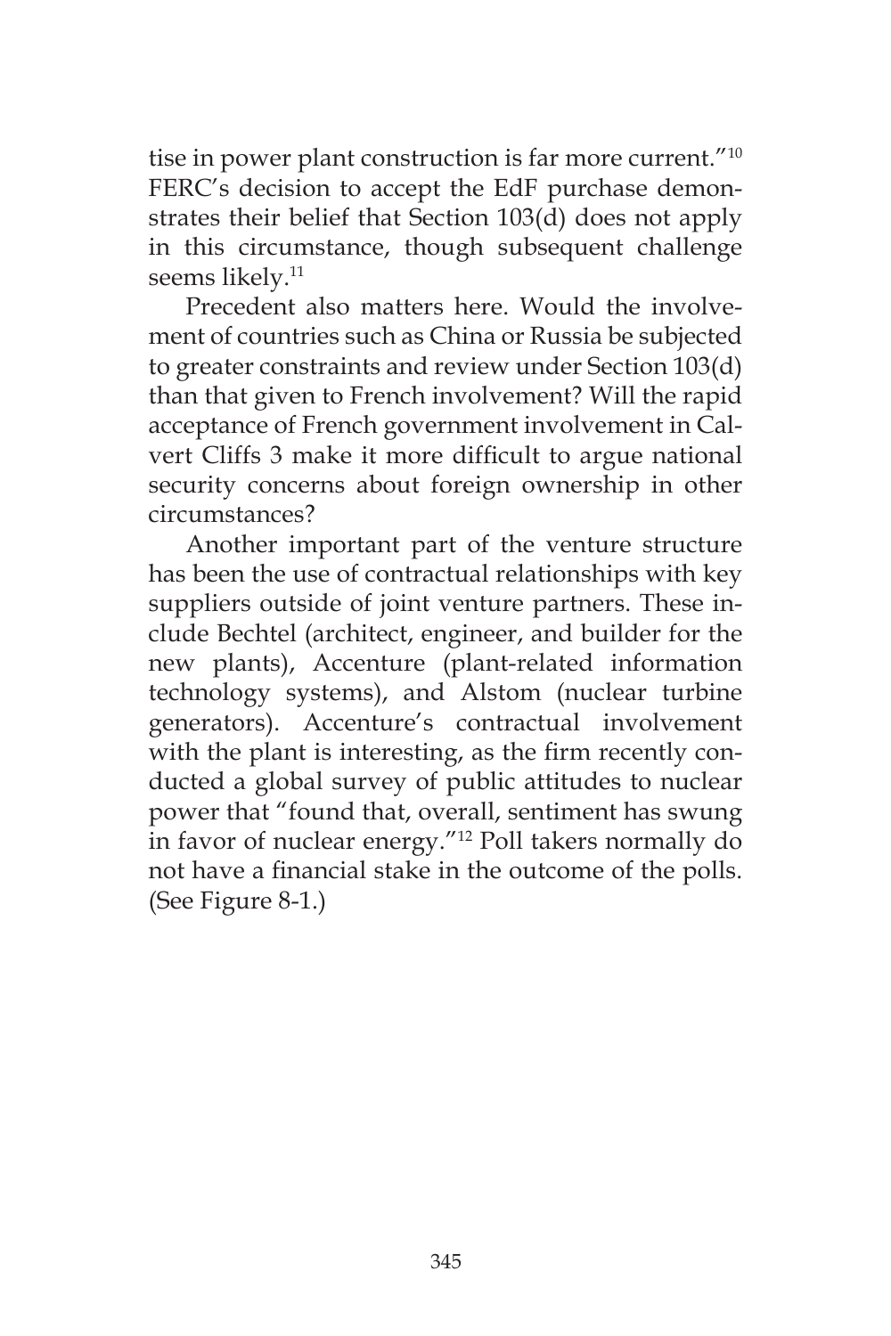tise in power plant construction is far more current."[10] FERC's decision to accept the EdF purchase demonstrates their belief that Section 103(d) does not apply in this circumstance, though subsequent challenge seems likely.[11]

Precedent also matters here. Would the involvement of countries such as China or Russia be subjected to greater constraints and review under Section 103(d) than that given to French involvement? Will the rapid acceptance of French government involvement in Calvert Cliffs 3 make it more difficult to argue national security concerns about foreign ownership in other circumstances?

Another important part of the venture structure has been the use of contractual relationships with key suppliers outside of joint venture partners. These include Bechtel (architect, engineer, and builder for the new plants), Accenture (plant-related information technology systems), and Alstom (nuclear turbine generators). Accenture's contractual involvement with the plant is interesting, as the firm recently conducted a global survey of public attitudes to nuclear power that "found that, overall, sentiment has swung in favor of nuclear energy."[12] Poll takers normally do not have a financial stake in the outcome of the polls. (See Figure 8-1.)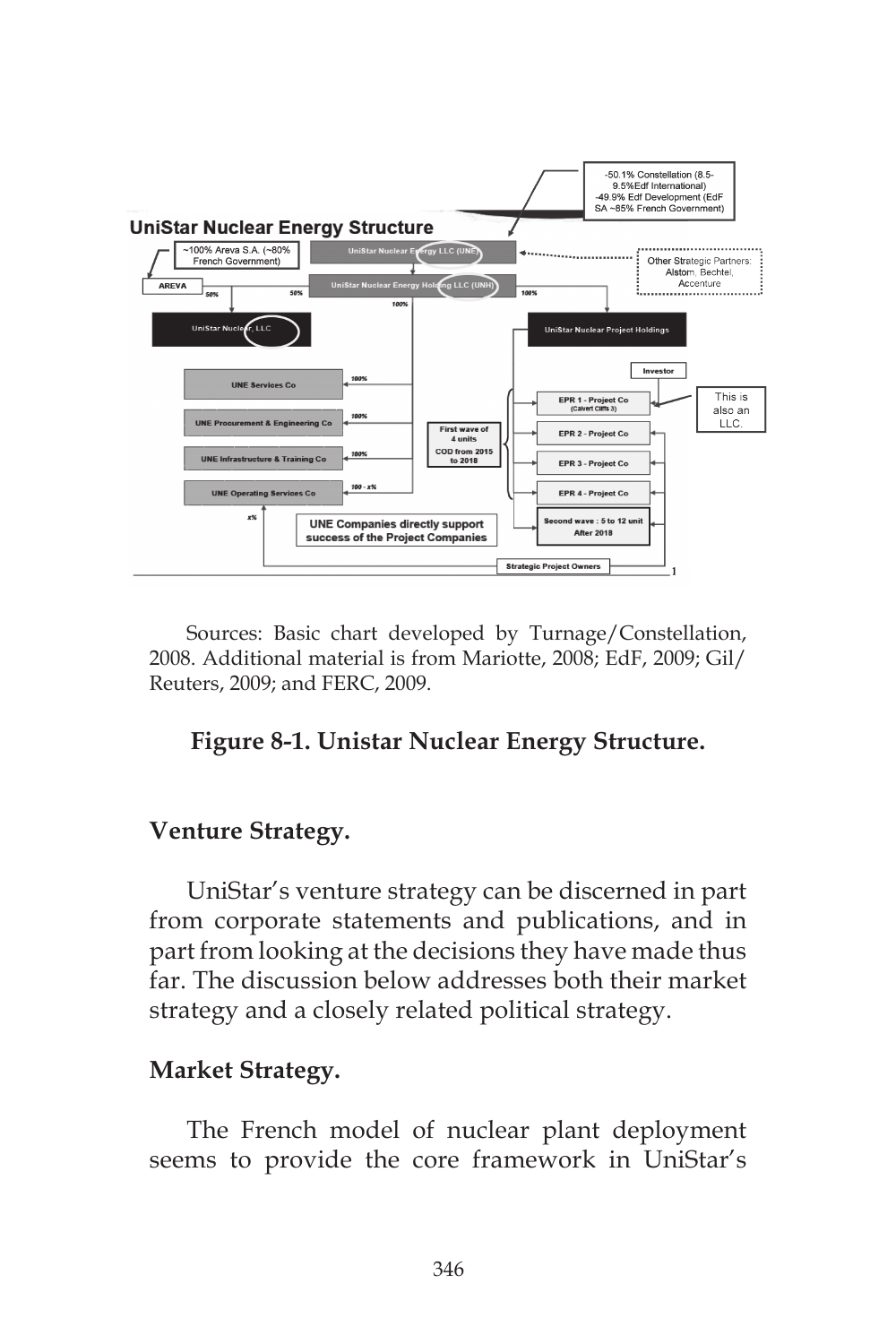Sources: Basic chart developed by Turnage/Constellation, 2008. Additional material is from Mariotte, 2008; EdF, 2009; Gil/Reuters, 2009; and FERC, 2009.

**Figure 8-1. Unistar Nuclear Energy Structure.**

## Venture Strategy.

UniStar's venture strategy can be discerned in part from corporate statements and publications, and in part from looking at the decisions they have made thus far. The discussion below addresses both their market strategy and a closely related political strategy.

## Market Strategy.

The French model of nuclear plant deployment seems to provide the core framework in UniStar's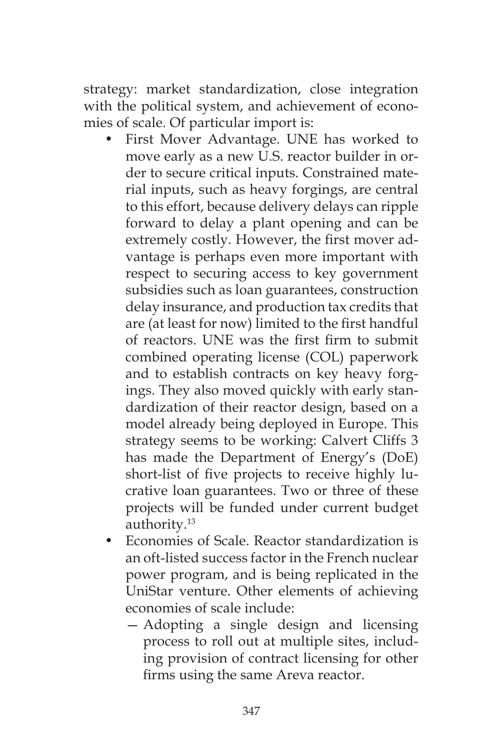strategy: market standardization, close integration with the political system, and achievement of economies of scale. Of particular import is:

- First Mover Advantage. UNE has worked to move early as a new U.S. reactor builder in order to secure critical inputs. Constrained material inputs, such as heavy forgings, are central to this effort, because delivery delays can ripple forward to delay a plant opening and can be extremely costly. However, the first mover advantage is perhaps even more important with respect to securing access to key government subsidies such as loan guarantees, construction delay insurance, and production tax credits that are (at least for now) limited to the first handful of reactors. UNE was the first firm to submit combined operating license (COL) paperwork and to establish contracts on key heavy forgings. They also moved quickly with early standardization of their reactor design, based on a model already being deployed in Europe. This strategy seems to be working: Calvert Cliffs 3 has made the Department of Energy's (DoE) short-list of five projects to receive highly lucrative loan guarantees. Two or three of these projects will be funded under current budget authority.[13]
- Economies of Scale. Reactor standardization is an oft-listed success factor in the French nuclear power program, and is being replicated in the UniStar venture. Other elements of achieving economies of scale include:
  - Adopting a single design and licensing process to roll out at multiple sites, including provision of contract licensing for other firms using the same Areva reactor.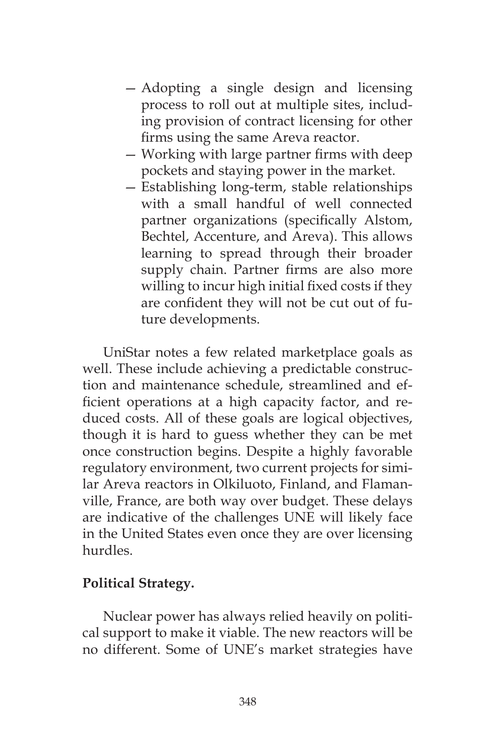- Adopting a single design and licensing process to roll out at multiple sites, including provision of contract licensing for other firms using the same Areva reactor.
- Working with large partner firms with deep pockets and staying power in the market.
- Establishing long-term, stable relationships with a small handful of well connected partner organizations (specifically Alstom, Bechtel, Accenture, and Areva). This allows learning to spread through their broader supply chain. Partner firms are also more willing to incur high initial fixed costs if they are confident they will not be cut out of future developments.

UniStar notes a few related marketplace goals as well. These include achieving a predictable construction and maintenance schedule, streamlined and efficient operations at a high capacity factor, and reduced costs. All of these goals are logical objectives, though it is hard to guess whether they can be met once construction begins. Despite a highly favorable regulatory environment, two current projects for similar Areva reactors in Olkiluoto, Finland, and Flamanville, France, are both way over budget. These delays are indicative of the challenges UNE will likely face in the United States even once they are over licensing hurdles.

**Political Strategy.**

Nuclear power has always relied heavily on political support to make it viable. The new reactors will be no different. Some of UNE's market strategies have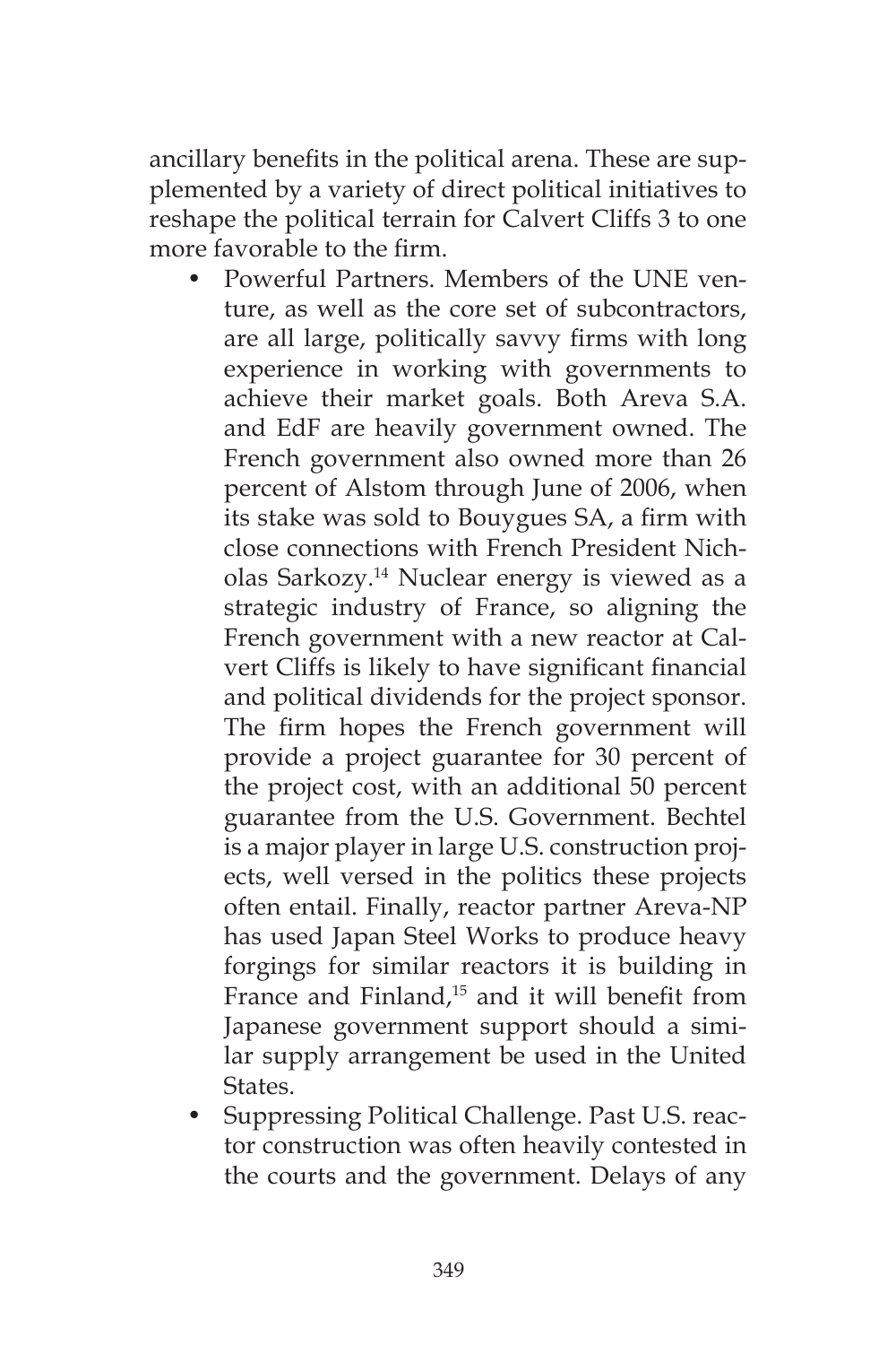ancillary benefits in the political arena. These are supplemented by a variety of direct political initiatives to reshape the political terrain for Calvert Cliffs 3 to one more favorable to the firm.

- Powerful Partners. Members of the UNE venture, as well as the core set of subcontractors, are all large, politically savvy firms with long experience in working with governments to achieve their market goals. Both Areva S.A. and EdF are heavily government owned. The French government also owned more than 26 percent of Alstom through June of 2006, when its stake was sold to Bouygues SA, a firm with close connections with French President Nicholas Sarkozy.[14] Nuclear energy is viewed as a strategic industry of France, so aligning the French government with a new reactor at Calvert Cliffs is likely to have significant financial and political dividends for the project sponsor. The firm hopes the French government will provide a project guarantee for 30 percent of the project cost, with an additional 50 percent guarantee from the U.S. Government. Bechtel is a major player in large U.S. construction projects, well versed in the politics these projects often entail. Finally, reactor partner Areva-NP has used Japan Steel Works to produce heavy forgings for similar reactors it is building in France and Finland,[15] and it will benefit from Japanese government support should a similar supply arrangement be used in the United States.
- Suppressing Political Challenge. Past U.S. reactor construction was often heavily contested in the courts and the government. Delays of any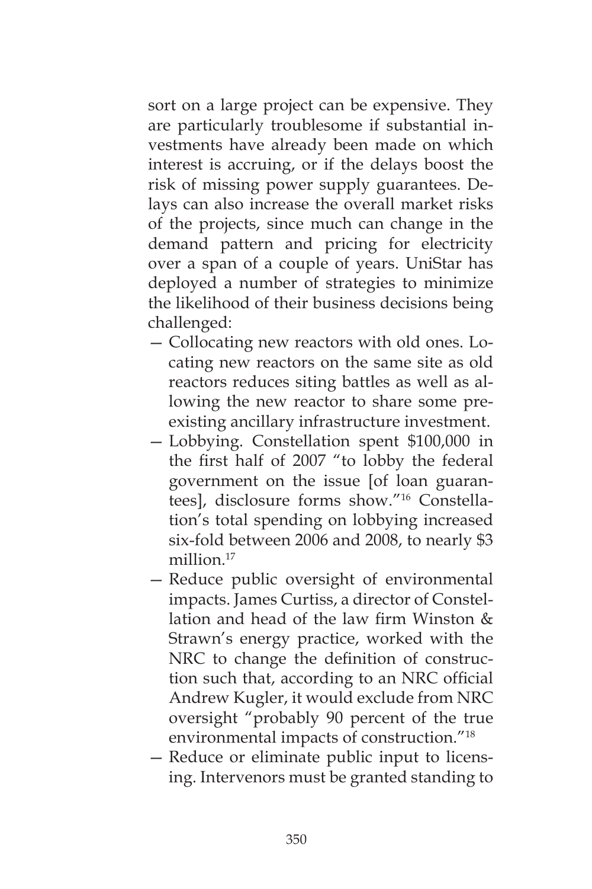sort on a large project can be expensive. They are particularly troublesome if substantial investments have already been made on which interest is accruing, or if the delays boost the risk of missing power supply guarantees. Delays can also increase the overall market risks of the projects, since much can change in the demand pattern and pricing for electricity over a span of a couple of years. UniStar has deployed a number of strategies to minimize the likelihood of their business decisions being challenged:

- Collocating new reactors with old ones. Locating new reactors on the same site as old reactors reduces siting battles as well as allowing the new reactor to share some preexisting ancillary infrastructure investment.
- Lobbying. Constellation spent $100,000 in the first half of 2007 "to lobby the federal government on the issue [of loan guarantees], disclosure forms show."[16] Constellation's total spending on lobbying increased six-fold between 2006 and 2008, to nearly $3 million.[17]
- Reduce public oversight of environmental impacts. James Curtiss, a director of Constellation and head of the law firm Winston & Strawn's energy practice, worked with the NRC to change the definition of construction such that, according to an NRC official Andrew Kugler, it would exclude from NRC oversight "probably 90 percent of the true environmental impacts of construction."[18]
- Reduce or eliminate public input to licensing. Intervenors must be granted standing to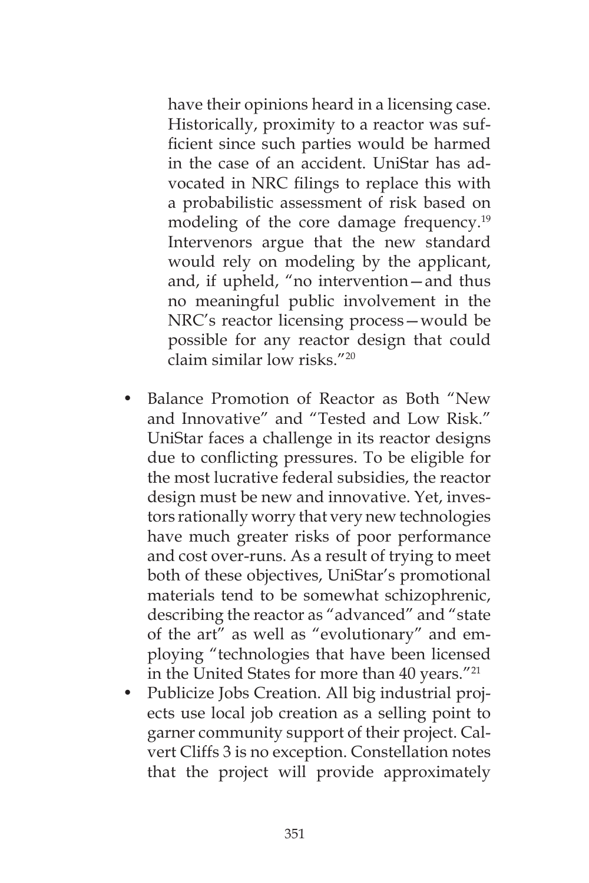have their opinions heard in a licensing case. Historically, proximity to a reactor was sufficient since such parties would be harmed in the case of an accident. UniStar has advocated in NRC filings to replace this with a probabilistic assessment of risk based on modeling of the core damage frequency.[19] Intervenors argue that the new standard would rely on modeling by the applicant, and, if upheld, "no intervention—and thus no meaningful public involvement in the NRC's reactor licensing process—would be possible for any reactor design that could claim similar low risks."[20]

- Balance Promotion of Reactor as Both "New and Innovative" and "Tested and Low Risk." UniStar faces a challenge in its reactor designs due to conflicting pressures. To be eligible for the most lucrative federal subsidies, the reactor design must be new and innovative. Yet, investors rationally worry that very new technologies have much greater risks of poor performance and cost over-runs. As a result of trying to meet both of these objectives, UniStar's promotional materials tend to be somewhat schizophrenic, describing the reactor as "advanced" and "state of the art" as well as "evolutionary" and employing "technologies that have been licensed in the United States for more than 40 years."[21]
- Publicize Jobs Creation. All big industrial projects use local job creation as a selling point to garner community support of their project. Calvert Cliffs 3 is no exception. Constellation notes that the project will provide approximately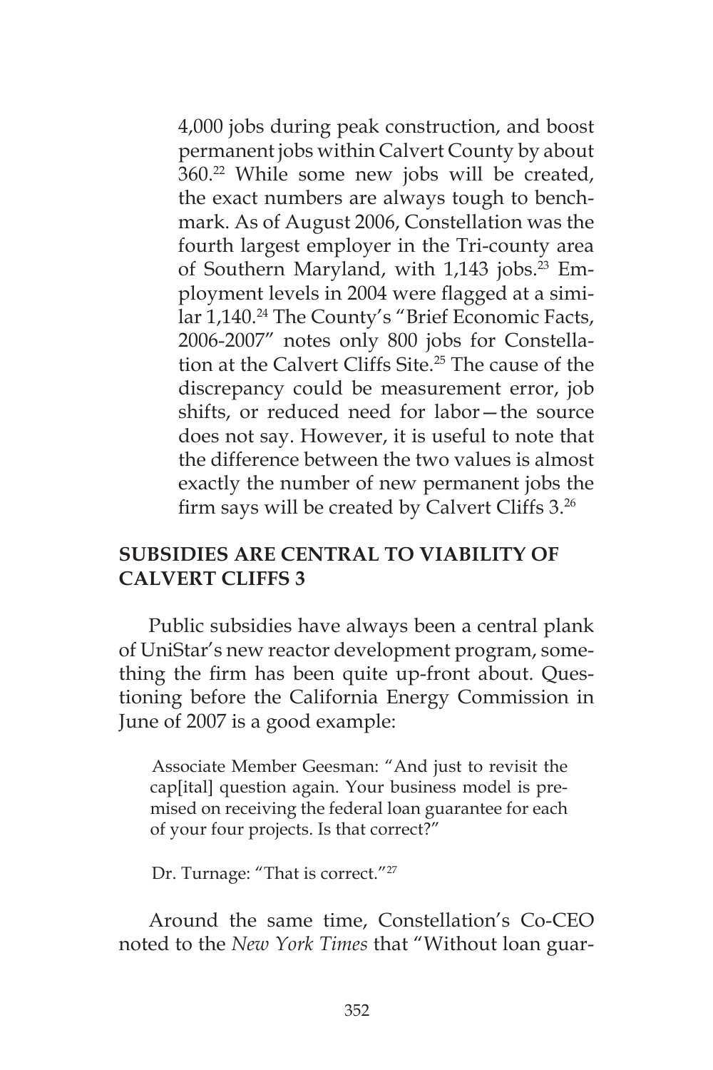4,000 jobs during peak construction, and boost permanent jobs within Calvert County by about 360.[22] While some new jobs will be created, the exact numbers are always tough to benchmark. As of August 2006, Constellation was the fourth largest employer in the Tri-county area of Southern Maryland, with 1,143 jobs.[23] Employment levels in 2004 were flagged at a similar 1,140.[24] The County's "Brief Economic Facts, 2006-2007" notes only 800 jobs for Constellation at the Calvert Cliffs Site.[25] The cause of the discrepancy could be measurement error, job shifts, or reduced need for labor—the source does not say. However, it is useful to note that the difference between the two values is almost exactly the number of new permanent jobs the firm says will be created by Calvert Cliffs 3.[26]

## SUBSIDIES ARE CENTRAL TO VIABILITY OF CALVERT CLIFFS 3

Public subsidies have always been a central plank of UniStar's new reactor development program, something the firm has been quite up-front about. Questioning before the California Energy Commission in June of 2007 is a good example:

> Associate Member Geesman: "And just to revisit the cap[ital] question again. Your business model is premised on receiving the federal loan guarantee for each of your four projects. Is that correct?"
>
> Dr. Turnage: "That is correct."[27]

Around the same time, Constellation's Co-CEO noted to the *New York Times* that "Without loan guar-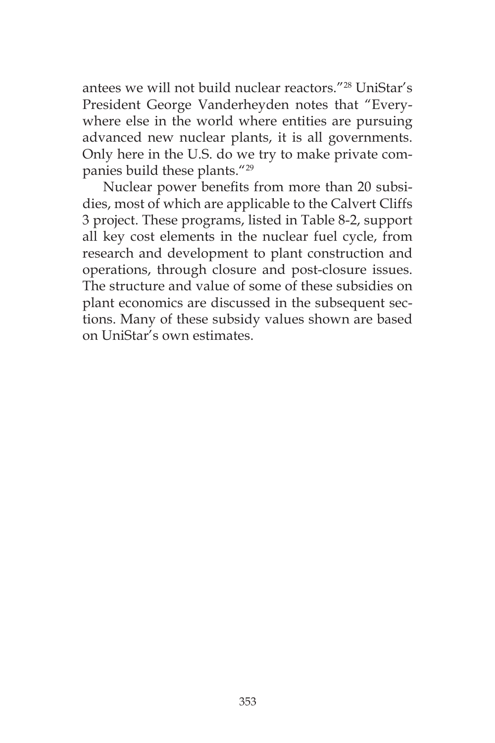antees we will not build nuclear reactors."[28] UniStar's President George Vanderheyden notes that "Everywhere else in the world where entities are pursuing advanced new nuclear plants, it is all governments. Only here in the U.S. do we try to make private companies build these plants."[29]

Nuclear power benefits from more than 20 subsidies, most of which are applicable to the Calvert Cliffs 3 project. These programs, listed in Table 8-2, support all key cost elements in the nuclear fuel cycle, from research and development to plant construction and operations, through closure and post-closure issues. The structure and value of some of these subsidies on plant economics are discussed in the subsequent sections. Many of these subsidy values shown are based on UniStar's own estimates.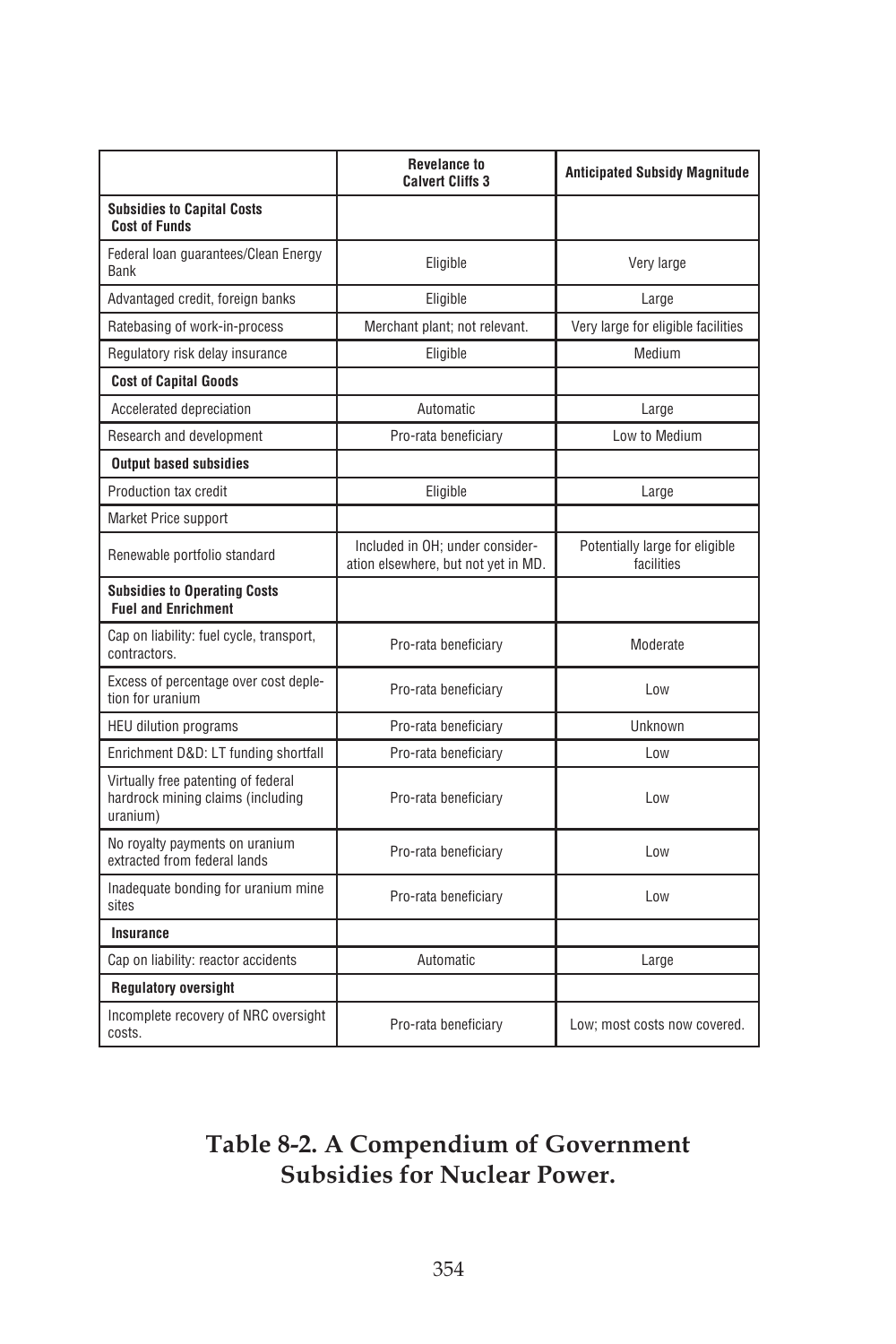| | Revelance to Calvert Cliffs 3 | Anticipated Subsidy Magnitude |
|---|---|---|
| **Subsidies to Capital Costs** **Cost of Funds** | | |
| Federal loan guarantees/Clean Energy Bank | Eligible | Very large |
| Advantaged credit, foreign banks | Eligible | Large |
| Ratebasing of work-in-process | Merchant plant; not relevant. | Very large for eligible facilities |
| Regulatory risk delay insurance | Eligible | Medium |
| **Cost of Capital Goods** | | |
| Accelerated depreciation | Automatic | Large |
| Research and development | Pro-rata beneficiary | Low to Medium |
| **Output based subsidies** | | |
| Production tax credit | Eligible | Large |
| Market Price support | | |
| Renewable portfolio standard | Included in OH; under consideration elsewhere, but not yet in MD. | Potentially large for eligible facilities |
| **Subsidies to Operating Costs** **Fuel and Enrichment** | | |
| Cap on liability: fuel cycle, transport, contractors. | Pro-rata beneficiary | Moderate |
| Excess of percentage over cost depletion for uranium | Pro-rata beneficiary | Low |
| HEU dilution programs | Pro-rata beneficiary | Unknown |
| Enrichment D&D: LT funding shortfall | Pro-rata beneficiary | Low |
| Virtually free patenting of federal hardrock mining claims (including uranium) | Pro-rata beneficiary | Low |
| No royalty payments on uranium extracted from federal lands | Pro-rata beneficiary | Low |
| Inadequate bonding for uranium mine sites | Pro-rata beneficiary | Low |
| **Insurance** | | |
| Cap on liability: reactor accidents | Automatic | Large |
| **Regulatory oversight** | | |
| Incomplete recovery of NRC oversight costs. | Pro-rata beneficiary | Low; most costs now covered. |

**Table 8-2. A Compendium of Government Subsidies for Nuclear Power.**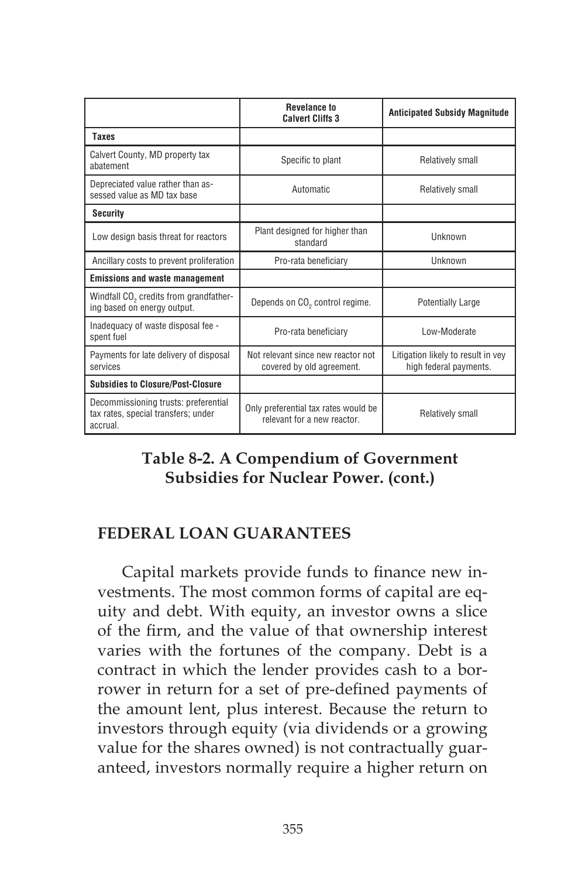| | Revelance to Calvert Cliffs 3 | Anticipated Subsidy Magnitude |
|---|---|---|
| **Taxes** | | |
| Calvert County, MD property tax abatement | Specific to plant | Relatively small |
| Depreciated value rather than assessed value as MD tax base | Automatic | Relatively small |
| **Security** | | |
| Low design basis threat for reactors | Plant designed for higher than standard | Unknown |
| Ancillary costs to prevent proliferation | Pro-rata beneficiary | Unknown |
| **Emissions and waste management** | | |
| Windfall $CO_2$ credits from grandfathering based on energy output. | Depends on $CO_2$ control regime. | Potentially Large |
| Inadequacy of waste disposal fee - spent fuel | Pro-rata beneficiary | Low-Moderate |
| Payments for late delivery of disposal services | Not relevant since new reactor not covered by old agreement. | Litigation likely to result in vey high federal payments. |
| **Subsidies to Closure/Post-Closure** | | |
| Decommissioning trusts: preferential tax rates, special transfers; under accrual. | Only preferential tax rates would be relevant for a new reactor. | Relatively small |

**Table 8-2. A Compendium of Government Subsidies for Nuclear Power. (cont.)**

## FEDERAL LOAN GUARANTEES

Capital markets provide funds to finance new investments. The most common forms of capital are equity and debt. With equity, an investor owns a slice of the firm, and the value of that ownership interest varies with the fortunes of the company. Debt is a contract in which the lender provides cash to a borrower in return for a set of pre-defined payments of the amount lent, plus interest. Because the return to investors through equity (via dividends or a growing value for the shares owned) is not contractually guaranteed, investors normally require a higher return on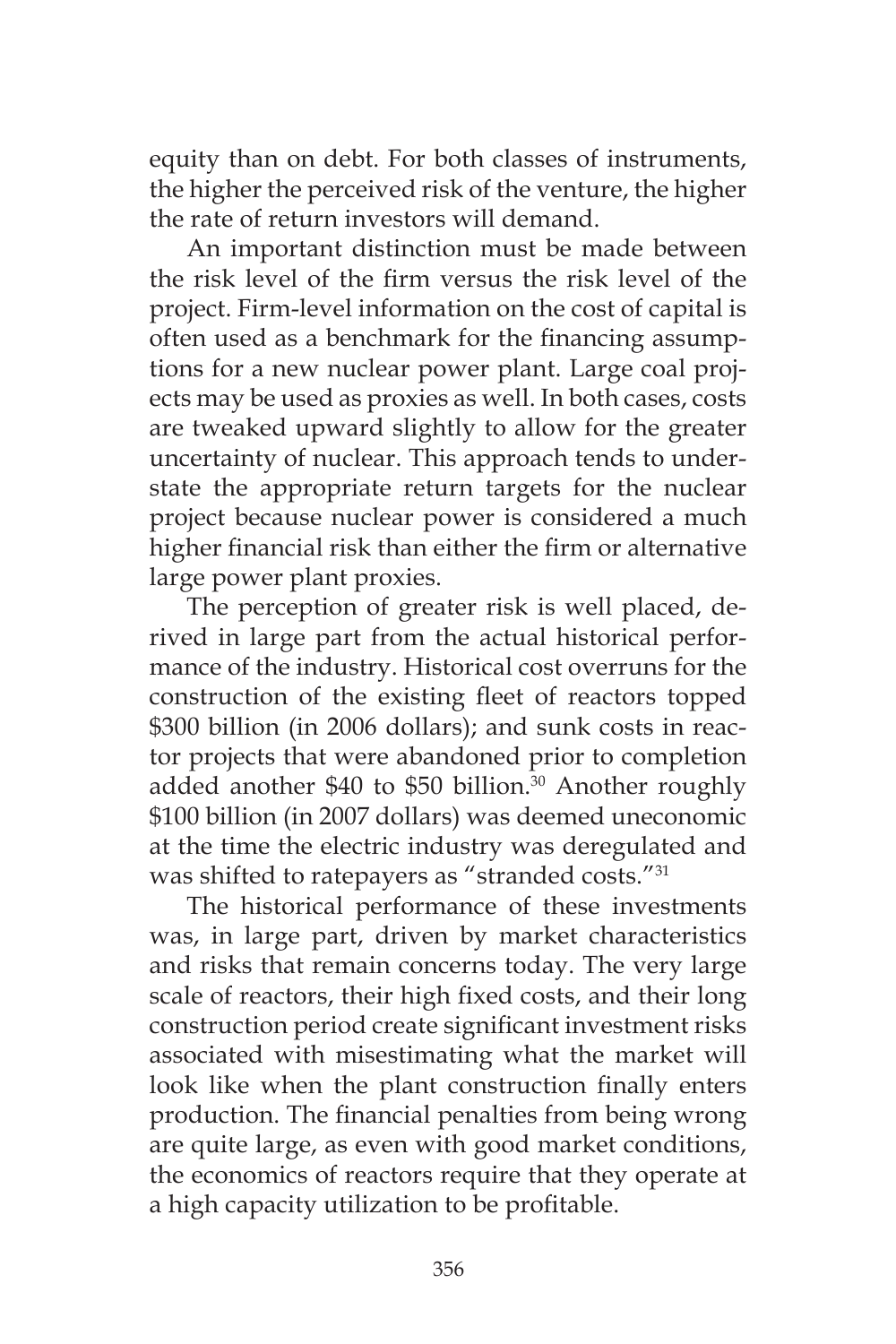equity than on debt. For both classes of instruments, the higher the perceived risk of the venture, the higher the rate of return investors will demand.

An important distinction must be made between the risk level of the firm versus the risk level of the project. Firm-level information on the cost of capital is often used as a benchmark for the financing assumptions for a new nuclear power plant. Large coal projects may be used as proxies as well. In both cases, costs are tweaked upward slightly to allow for the greater uncertainty of nuclear. This approach tends to understate the appropriate return targets for the nuclear project because nuclear power is considered a much higher financial risk than either the firm or alternative large power plant proxies.

The perception of greater risk is well placed, derived in large part from the actual historical performance of the industry. Historical cost overruns for the construction of the existing fleet of reactors topped $300 billion (in 2006 dollars); and sunk costs in reactor projects that were abandoned prior to completion added another $40 to $50 billion.[30] Another roughly $100 billion (in 2007 dollars) was deemed uneconomic at the time the electric industry was deregulated and was shifted to ratepayers as "stranded costs."[31]

The historical performance of these investments was, in large part, driven by market characteristics and risks that remain concerns today. The very large scale of reactors, their high fixed costs, and their long construction period create significant investment risks associated with misestimating what the market will look like when the plant construction finally enters production. The financial penalties from being wrong are quite large, as even with good market conditions, the economics of reactors require that they operate at a high capacity utilization to be profitable.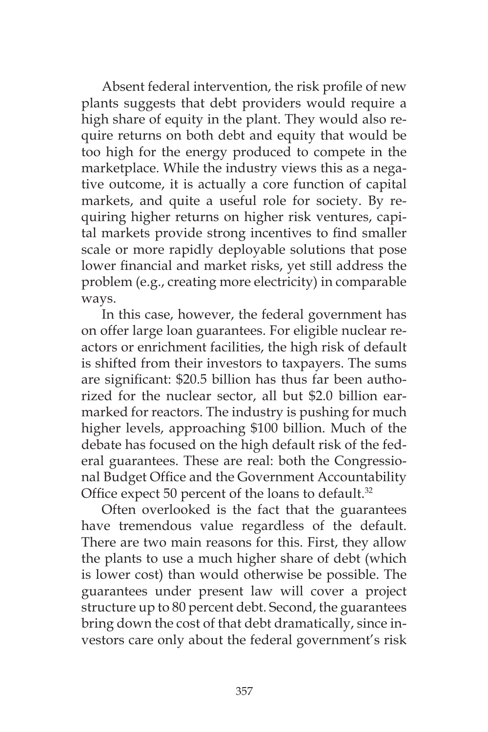Absent federal intervention, the risk profile of new plants suggests that debt providers would require a high share of equity in the plant. They would also require returns on both debt and equity that would be too high for the energy produced to compete in the marketplace. While the industry views this as a negative outcome, it is actually a core function of capital markets, and quite a useful role for society. By requiring higher returns on higher risk ventures, capital markets provide strong incentives to find smaller scale or more rapidly deployable solutions that pose lower financial and market risks, yet still address the problem (e.g., creating more electricity) in comparable ways.

In this case, however, the federal government has on offer large loan guarantees. For eligible nuclear reactors or enrichment facilities, the high risk of default is shifted from their investors to taxpayers. The sums are significant: $20.5 billion has thus far been authorized for the nuclear sector, all but $2.0 billion earmarked for reactors. The industry is pushing for much higher levels, approaching $100 billion. Much of the debate has focused on the high default risk of the federal guarantees. These are real: both the Congressional Budget Office and the Government Accountability Office expect 50 percent of the loans to default.[32]

Often overlooked is the fact that the guarantees have tremendous value regardless of the default. There are two main reasons for this. First, they allow the plants to use a much higher share of debt (which is lower cost) than would otherwise be possible. The guarantees under present law will cover a project structure up to 80 percent debt. Second, the guarantees bring down the cost of that debt dramatically, since investors care only about the federal government's risk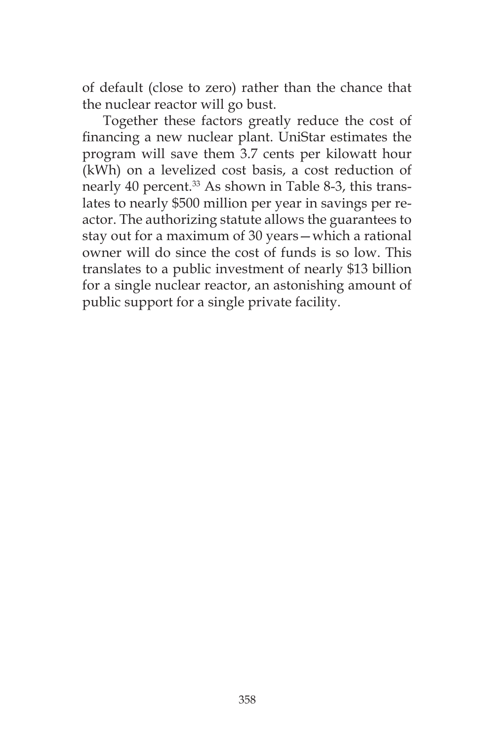of default (close to zero) rather than the chance that the nuclear reactor will go bust.

Together these factors greatly reduce the cost of financing a new nuclear plant. UniStar estimates the program will save them 3.7 cents per kilowatt hour (kWh) on a levelized cost basis, a cost reduction of nearly 40 percent.[33] As shown in Table 8-3, this translates to nearly $500 million per year in savings per reactor. The authorizing statute allows the guarantees to stay out for a maximum of 30 years—which a rational owner will do since the cost of funds is so low. This translates to a public investment of nearly $13 billion for a single nuclear reactor, an astonishing amount of public support for a single private facility.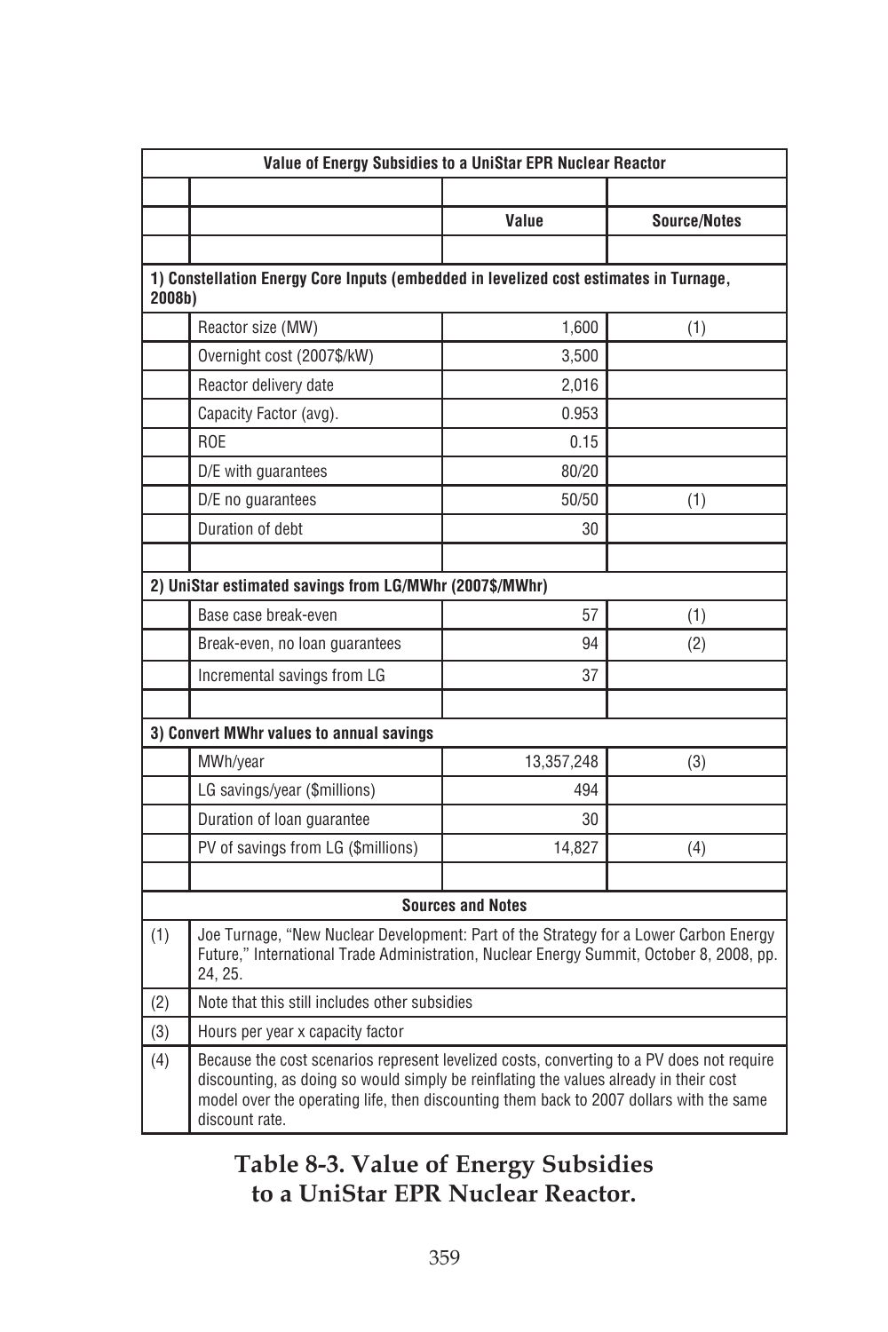| Value of Energy Subsidies to a UniStar EPR Nuclear Reactor | | | |
|---|---|---|---|
| | | | |
| | | Value | Source/Notes |
| | | | |
| **1) Constellation Energy Core Inputs (embedded in levelized cost estimates in Turnage, 2008b)** | | | |
| | Reactor size (MW) | 1,600 | (1) |
| | Overnight cost (2007$/kW) | 3,500 | |
| | Reactor delivery date | 2,016 | |
| | Capacity Factor (avg). | 0.953 | |
| | ROE | 0.15 | |
| | D/E with guarantees | 80/20 | |
| | D/E no guarantees | 50/50 | (1) |
| | Duration of debt | 30 | |
| | | | |
| **2) UniStar estimated savings from LG/MWhr (2007$/MWhr)** | | | |
| | Base case break-even | 57 | (1) |
| | Break-even, no loan guarantees | 94 | (2) |
| | Incremental savings from LG | 37 | |
| | | | |
| **3) Convert MWhr values to annual savings** | | | |
| | MWh/year | 13,357,248 | (3) |
| | LG savings/year ($millions) | 494 | |
| | Duration of loan guarantee | 30 | |
| | PV of savings from LG ($millions) | 14,827 | (4) |
| | | | |
| **Sources and Notes** | | | |
| (1) | Joe Turnage, "New Nuclear Development: Part of the Strategy for a Lower Carbon Energy Future," International Trade Administration, Nuclear Energy Summit, October 8, 2008, pp. 24, 25. | | |
| (2) | Note that this still includes other subsidies | | |
| (3) | Hours per year x capacity factor | | |
| (4) | Because the cost scenarios represent levelized costs, converting to a PV does not require discounting, as doing so would simply be reinflating the values already in their cost model over the operating life, then discounting them back to 2007 dollars with the same discount rate. | | |

**Table 8-3. Value of Energy Subsidies to a UniStar EPR Nuclear Reactor.**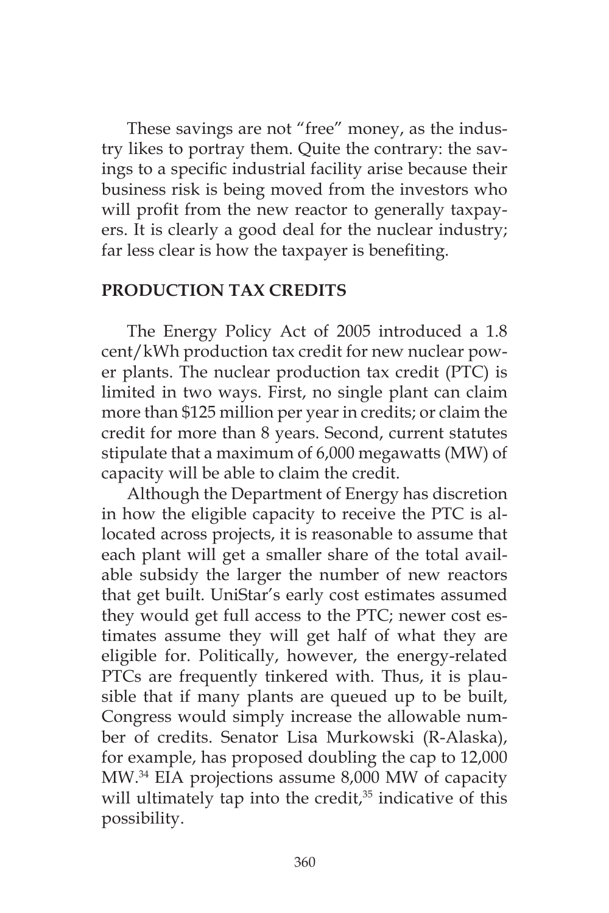These savings are not "free" money, as the industry likes to portray them. Quite the contrary: the savings to a specific industrial facility arise because their business risk is being moved from the investors who will profit from the new reactor to generally taxpayers. It is clearly a good deal for the nuclear industry; far less clear is how the taxpayer is benefiting.

## PRODUCTION TAX CREDITS

The Energy Policy Act of 2005 introduced a 1.8 cent/kWh production tax credit for new nuclear power plants. The nuclear production tax credit (PTC) is limited in two ways. First, no single plant can claim more than $125 million per year in credits; or claim the credit for more than 8 years. Second, current statutes stipulate that a maximum of 6,000 megawatts (MW) of capacity will be able to claim the credit.

Although the Department of Energy has discretion in how the eligible capacity to receive the PTC is allocated across projects, it is reasonable to assume that each plant will get a smaller share of the total available subsidy the larger the number of new reactors that get built. UniStar's early cost estimates assumed they would get full access to the PTC; newer cost estimates assume they will get half of what they are eligible for. Politically, however, the energy-related PTCs are frequently tinkered with. Thus, it is plausible that if many plants are queued up to be built, Congress would simply increase the allowable number of credits. Senator Lisa Murkowski (R-Alaska), for example, has proposed doubling the cap to 12,000 MW.[34] EIA projections assume 8,000 MW of capacity will ultimately tap into the credit,[35] indicative of this possibility.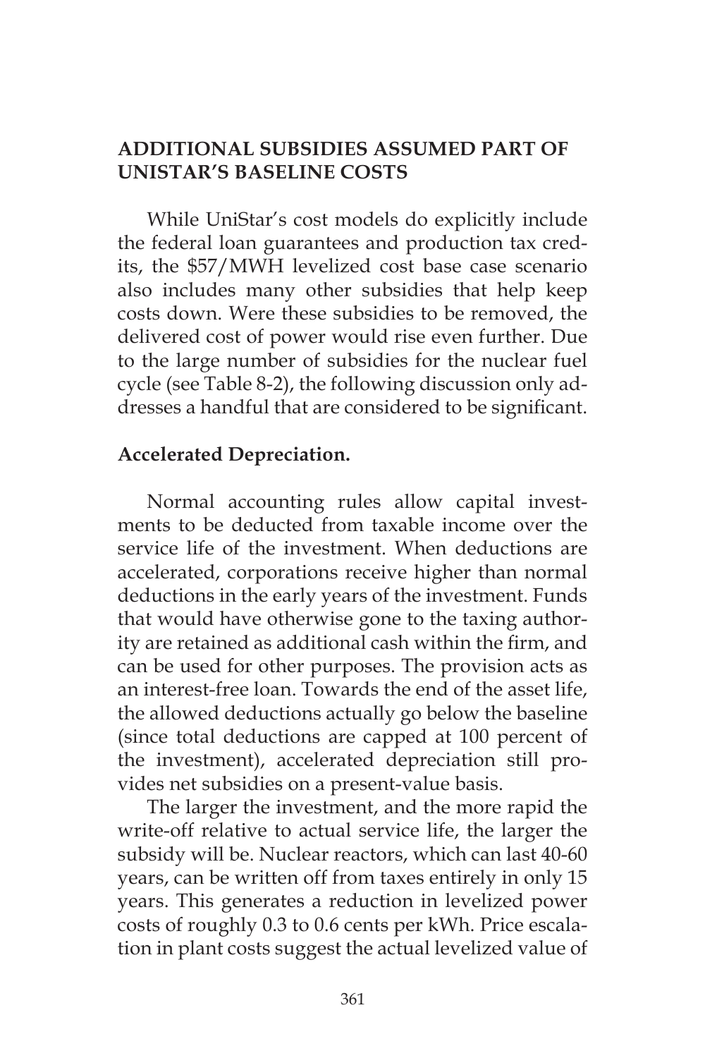## ADDITIONAL SUBSIDIES ASSUMED PART OF UNISTAR'S BASELINE COSTS

While UniStar's cost models do explicitly include the federal loan guarantees and production tax credits, the $57/MWH levelized cost base case scenario also includes many other subsidies that help keep costs down. Were these subsidies to be removed, the delivered cost of power would rise even further. Due to the large number of subsidies for the nuclear fuel cycle (see Table 8-2), the following discussion only addresses a handful that are considered to be significant.

### Accelerated Depreciation.

Normal accounting rules allow capital investments to be deducted from taxable income over the service life of the investment. When deductions are accelerated, corporations receive higher than normal deductions in the early years of the investment. Funds that would have otherwise gone to the taxing authority are retained as additional cash within the firm, and can be used for other purposes. The provision acts as an interest-free loan. Towards the end of the asset life, the allowed deductions actually go below the baseline (since total deductions are capped at 100 percent of the investment), accelerated depreciation still provides net subsidies on a present-value basis.

The larger the investment, and the more rapid the write-off relative to actual service life, the larger the subsidy will be. Nuclear reactors, which can last 40-60 years, can be written off from taxes entirely in only 15 years. This generates a reduction in levelized power costs of roughly 0.3 to 0.6 cents per kWh. Price escalation in plant costs suggest the actual levelized value of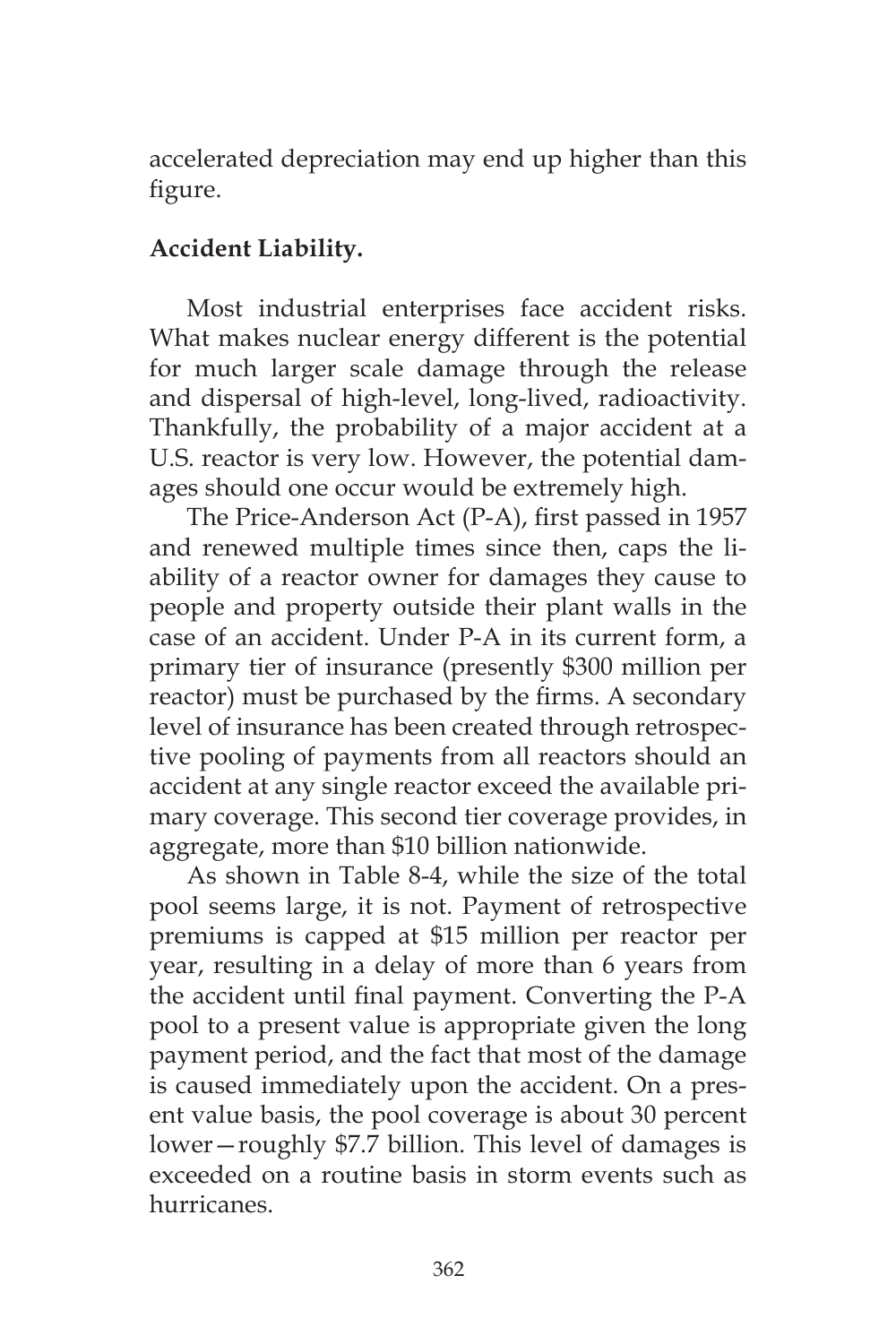accelerated depreciation may end up higher than this figure.

**Accident Liability.**

Most industrial enterprises face accident risks. What makes nuclear energy different is the potential for much larger scale damage through the release and dispersal of high-level, long-lived, radioactivity. Thankfully, the probability of a major accident at a U.S. reactor is very low. However, the potential damages should one occur would be extremely high.

The Price-Anderson Act (P-A), first passed in 1957 and renewed multiple times since then, caps the liability of a reactor owner for damages they cause to people and property outside their plant walls in the case of an accident. Under P-A in its current form, a primary tier of insurance (presently $300 million per reactor) must be purchased by the firms. A secondary level of insurance has been created through retrospective pooling of payments from all reactors should an accident at any single reactor exceed the available primary coverage. This second tier coverage provides, in aggregate, more than $10 billion nationwide.

As shown in Table 8-4, while the size of the total pool seems large, it is not. Payment of retrospective premiums is capped at $15 million per reactor per year, resulting in a delay of more than 6 years from the accident until final payment. Converting the P-A pool to a present value is appropriate given the long payment period, and the fact that most of the damage is caused immediately upon the accident. On a present value basis, the pool coverage is about 30 percent lower—roughly $7.7 billion. This level of damages is exceeded on a routine basis in storm events such as hurricanes.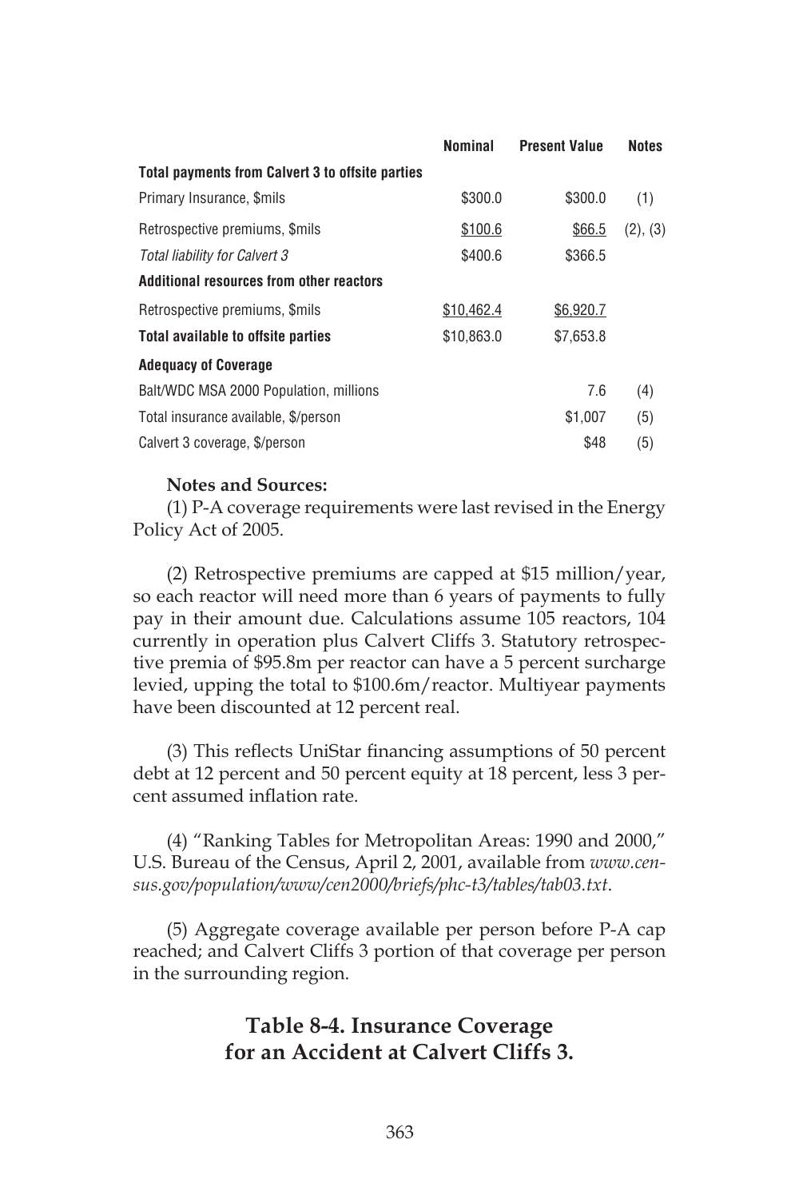| | Nominal | Present Value | Notes |
|---|---|---|---|
| **Total payments from Calvert 3 to offsite parties** | | | |
| Primary Insurance, $mils | $300.0 | $300.0 | (1) |
| Retrospective premiums, $mils | $100.6 | $66.5 | (2), (3) |
| *Total liability for Calvert 3* | $400.6 | $366.5 | |
| **Additional resources from other reactors** | | | |
| Retrospective premiums, $mils | $10,462.4 | $6,920.7 | |
| **Total available to offsite parties** | $10,863.0 | $7,653.8 | |
| **Adequacy of Coverage** | | | |
| Balt/WDC MSA 2000 Population, millions | | 7.6 | (4) |
| Total insurance available, $/person | | $1,007 | (5) |
| Calvert 3 coverage, $/person | | $48 | (5) |

**Notes and Sources:**

(1) P-A coverage requirements were last revised in the Energy Policy Act of 2005.

(2) Retrospective premiums are capped at $15 million/year, so each reactor will need more than 6 years of payments to fully pay in their amount due. Calculations assume 105 reactors, 104 currently in operation plus Calvert Cliffs 3. Statutory retrospective premia of $95.8m per reactor can have a 5 percent surcharge levied, upping the total to $100.6m/reactor. Multiyear payments have been discounted at 12 percent real.

(3) This reflects UniStar financing assumptions of 50 percent debt at 12 percent and 50 percent equity at 18 percent, less 3 percent assumed inflation rate.

(4) "Ranking Tables for Metropolitan Areas: 1990 and 2000," U.S. Bureau of the Census, April 2, 2001, available from *www.census.gov/population/www/cen2000/briefs/phc-t3/tables/tab03.txt*.

(5) Aggregate coverage available per person before P-A cap reached; and Calvert Cliffs 3 portion of that coverage per person in the surrounding region.

**Table 8-4. Insurance Coverage for an Accident at Calvert Cliffs 3.**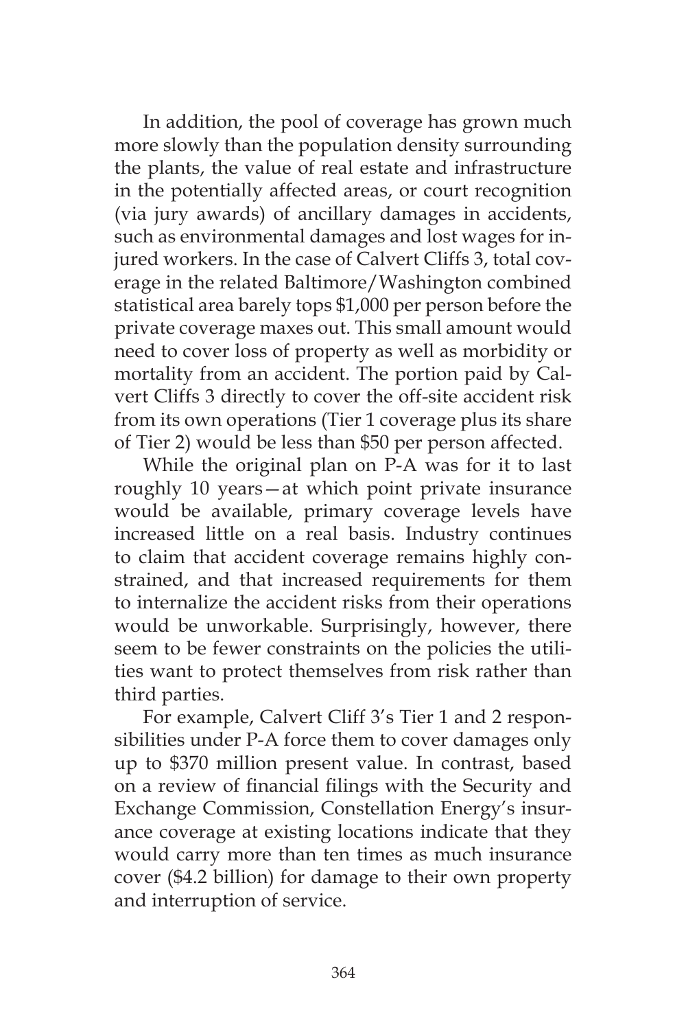In addition, the pool of coverage has grown much more slowly than the population density surrounding the plants, the value of real estate and infrastructure in the potentially affected areas, or court recognition (via jury awards) of ancillary damages in accidents, such as environmental damages and lost wages for injured workers. In the case of Calvert Cliffs 3, total coverage in the related Baltimore/Washington combined statistical area barely tops $1,000 per person before the private coverage maxes out. This small amount would need to cover loss of property as well as morbidity or mortality from an accident. The portion paid by Calvert Cliffs 3 directly to cover the off-site accident risk from its own operations (Tier 1 coverage plus its share of Tier 2) would be less than $50 per person affected.

While the original plan on P-A was for it to last roughly 10 years—at which point private insurance would be available, primary coverage levels have increased little on a real basis. Industry continues to claim that accident coverage remains highly constrained, and that increased requirements for them to internalize the accident risks from their operations would be unworkable. Surprisingly, however, there seem to be fewer constraints on the policies the utilities want to protect themselves from risk rather than third parties.

For example, Calvert Cliff 3's Tier 1 and 2 responsibilities under P-A force them to cover damages only up to $370 million present value. In contrast, based on a review of financial filings with the Security and Exchange Commission, Constellation Energy's insurance coverage at existing locations indicate that they would carry more than ten times as much insurance cover ($4.2 billion) for damage to their own property and interruption of service.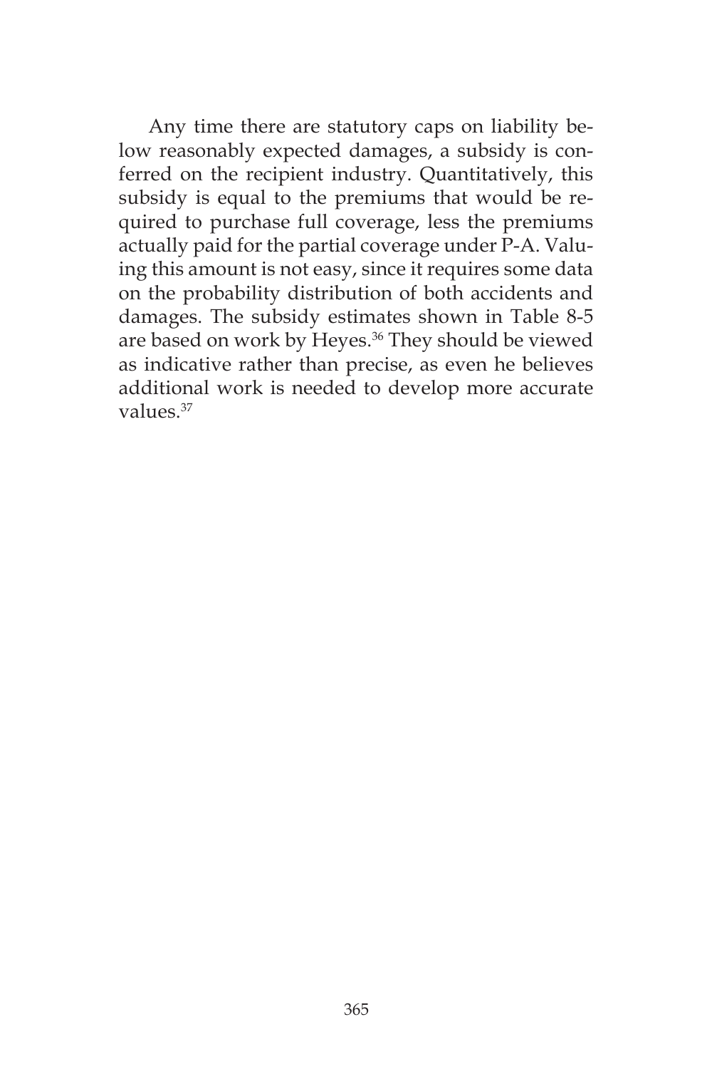Any time there are statutory caps on liability below reasonably expected damages, a subsidy is conferred on the recipient industry. Quantitatively, this subsidy is equal to the premiums that would be required to purchase full coverage, less the premiums actually paid for the partial coverage under P-A. Valuing this amount is not easy, since it requires some data on the probability distribution of both accidents and damages. The subsidy estimates shown in Table 8-5 are based on work by Heyes.[36] They should be viewed as indicative rather than precise, as even he believes additional work is needed to develop more accurate values.[37]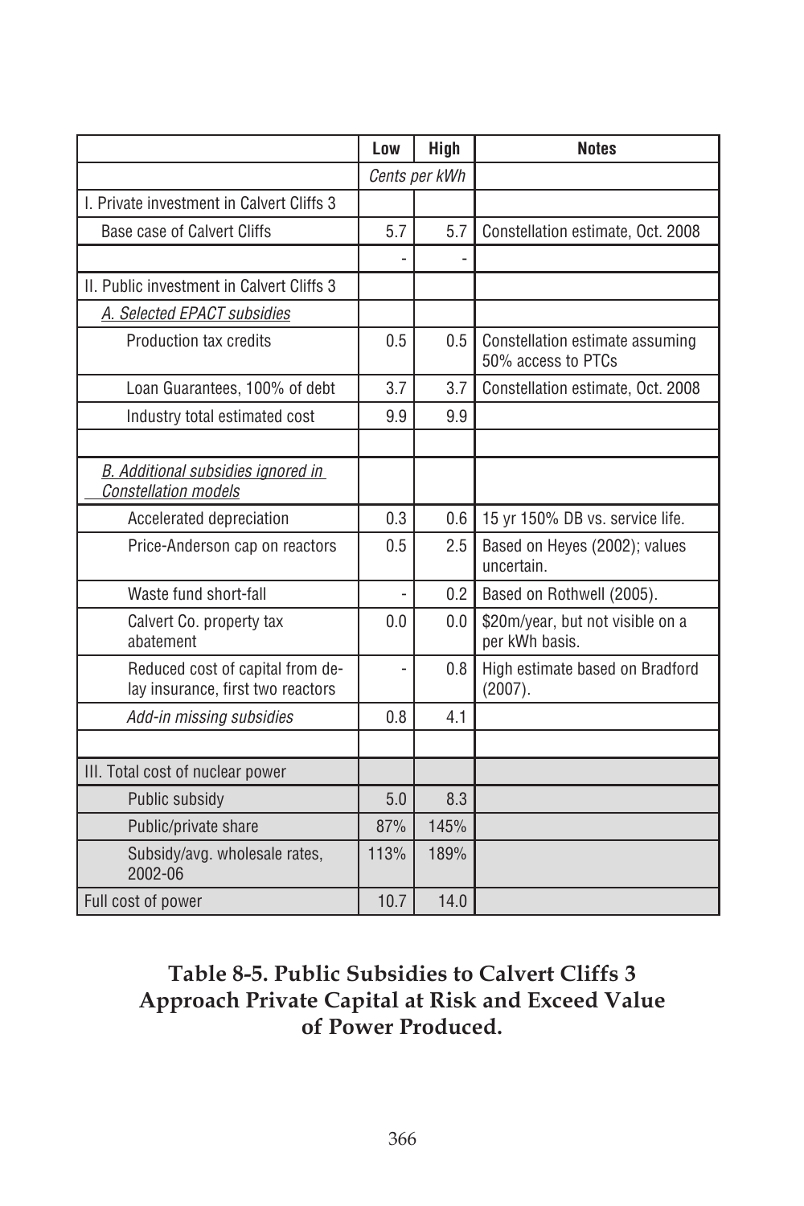| | Low | High | Notes |
|---|---|---|---|
| | *Cents per kWh* | | |
| I. Private investment in Calvert Cliffs 3 | | | |
| Base case of Calvert Cliffs | 5.7 | 5.7 | Constellation estimate, Oct. 2008 |
| | - | - | |
| II. Public investment in Calvert Cliffs 3 | | | |
| *A. Selected EPACT subsidies* | | | |
| Production tax credits | 0.5 | 0.5 | Constellation estimate assuming 50% access to PTCs |
| Loan Guarantees, 100% of debt | 3.7 | 3.7 | Constellation estimate, Oct. 2008 |
| Industry total estimated cost | 9.9 | 9.9 | |
| | | | |
| *B. Additional subsidies ignored in Constellation models* | | | |
| Accelerated depreciation | 0.3 | 0.6 | 15 yr 150% DB vs. service life. |
| Price-Anderson cap on reactors | 0.5 | 2.5 | Based on Heyes (2002); values uncertain. |
| Waste fund short-fall | - | 0.2 | Based on Rothwell (2005). |
| Calvert Co. property tax abatement | 0.0 | 0.0 | \$20m/year, but not visible on a per kWh basis. |
| Reduced cost of capital from delay insurance, first two reactors | - | 0.8 | High estimate based on Bradford (2007). |
| *Add-in missing subsidies* | 0.8 | 4.1 | |
| | | | |
| III. Total cost of nuclear power | | | |
| Public subsidy | 5.0 | 8.3 | |
| Public/private share | 87% | 145% | |
| Subsidy/avg. wholesale rates, 2002-06 | 113% | 189% | |
| Full cost of power | 10.7 | 14.0 | |

**Table 8-5. Public Subsidies to Calvert Cliffs 3 Approach Private Capital at Risk and Exceed Value of Power Produced.**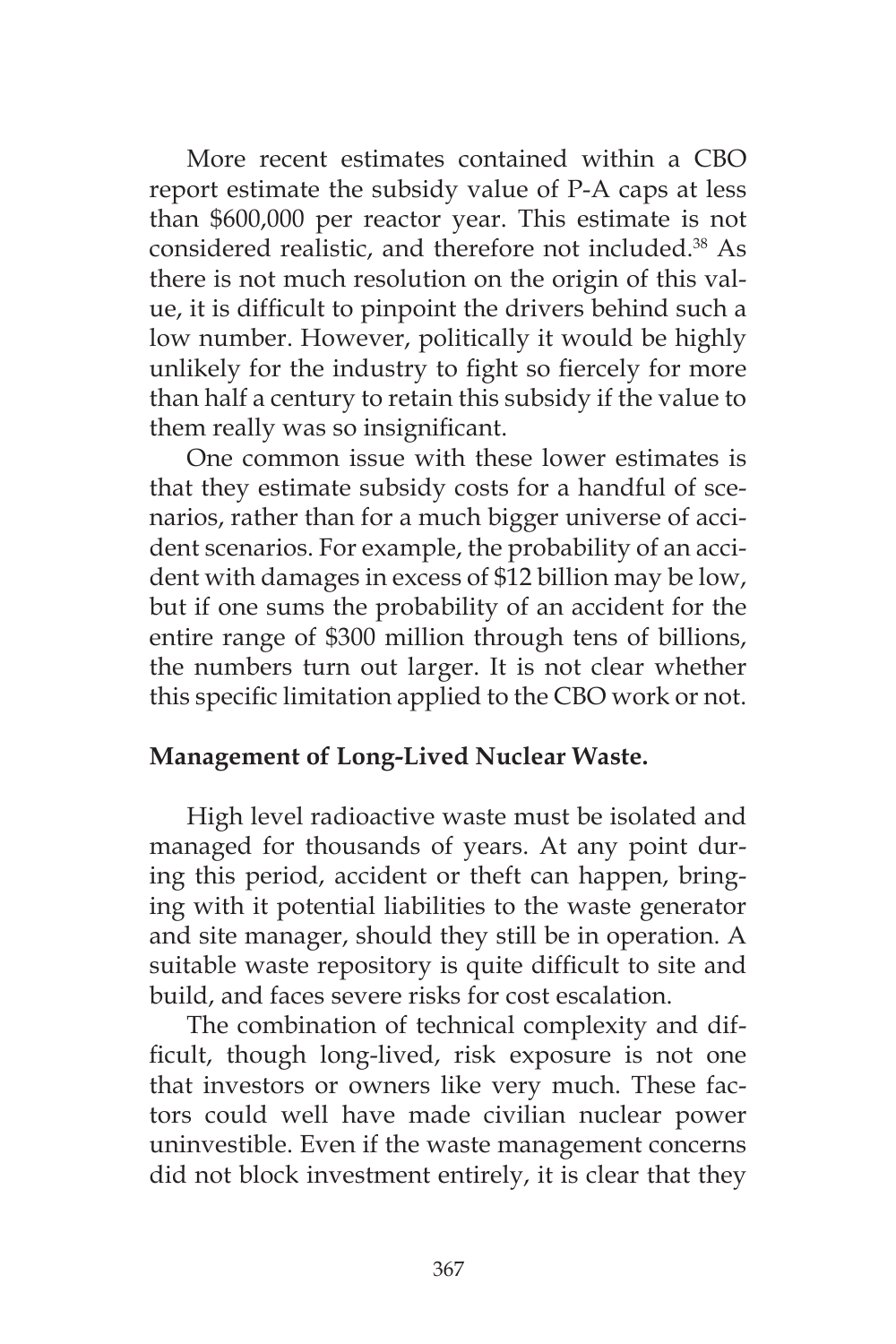More recent estimates contained within a CBO report estimate the subsidy value of P-A caps at less than $600,000 per reactor year. This estimate is not considered realistic, and therefore not included.[38] As there is not much resolution on the origin of this value, it is difficult to pinpoint the drivers behind such a low number. However, politically it would be highly unlikely for the industry to fight so fiercely for more than half a century to retain this subsidy if the value to them really was so insignificant.

One common issue with these lower estimates is that they estimate subsidy costs for a handful of scenarios, rather than for a much bigger universe of accident scenarios. For example, the probability of an accident with damages in excess of $12 billion may be low, but if one sums the probability of an accident for the entire range of $300 million through tens of billions, the numbers turn out larger. It is not clear whether this specific limitation applied to the CBO work or not.

**Management of Long-Lived Nuclear Waste.**

High level radioactive waste must be isolated and managed for thousands of years. At any point during this period, accident or theft can happen, bringing with it potential liabilities to the waste generator and site manager, should they still be in operation. A suitable waste repository is quite difficult to site and build, and faces severe risks for cost escalation.

The combination of technical complexity and difficult, though long-lived, risk exposure is not one that investors or owners like very much. These factors could well have made civilian nuclear power uninvestible. Even if the waste management concerns did not block investment entirely, it is clear that they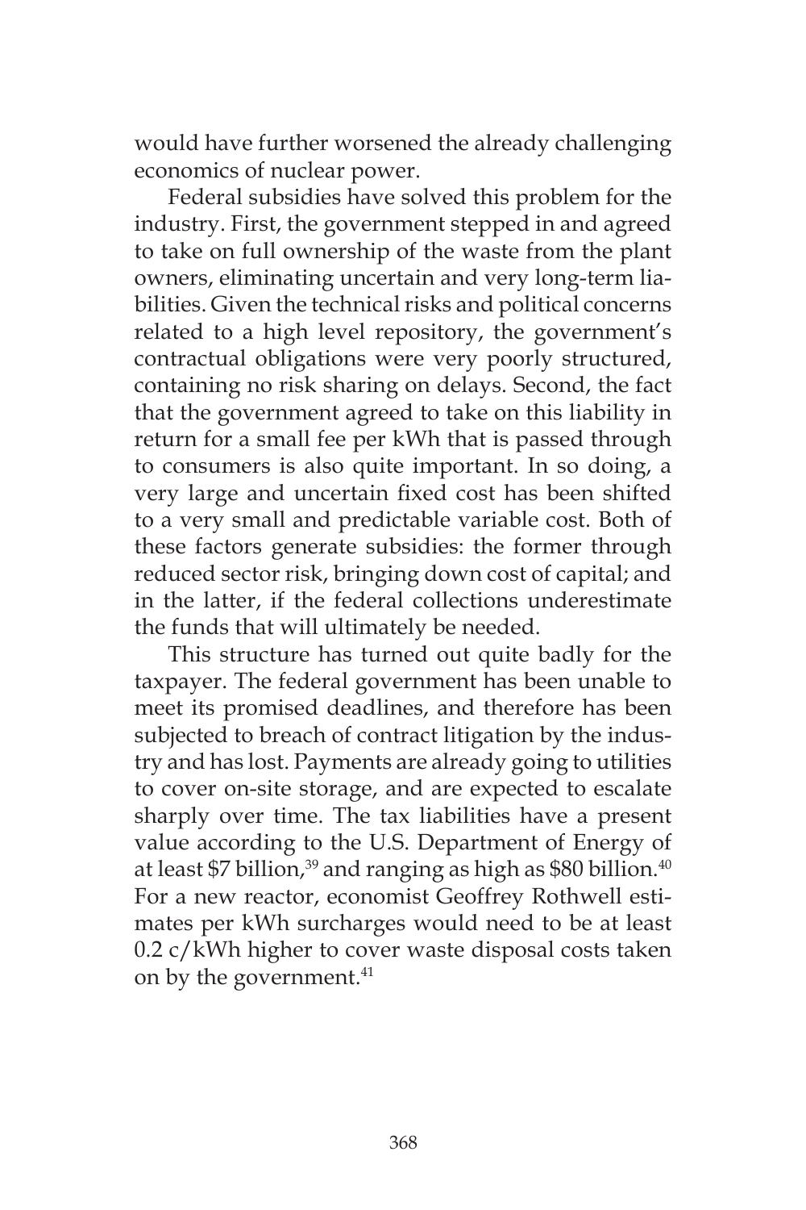would have further worsened the already challenging economics of nuclear power.

Federal subsidies have solved this problem for the industry. First, the government stepped in and agreed to take on full ownership of the waste from the plant owners, eliminating uncertain and very long-term liabilities. Given the technical risks and political concerns related to a high level repository, the government's contractual obligations were very poorly structured, containing no risk sharing on delays. Second, the fact that the government agreed to take on this liability in return for a small fee per kWh that is passed through to consumers is also quite important. In so doing, a very large and uncertain fixed cost has been shifted to a very small and predictable variable cost. Both of these factors generate subsidies: the former through reduced sector risk, bringing down cost of capital; and in the latter, if the federal collections underestimate the funds that will ultimately be needed.

This structure has turned out quite badly for the taxpayer. The federal government has been unable to meet its promised deadlines, and therefore has been subjected to breach of contract litigation by the industry and has lost. Payments are already going to utilities to cover on-site storage, and are expected to escalate sharply over time. The tax liabilities have a present value according to the U.S. Department of Energy of at least $7 billion,[39] and ranging as high as $80 billion.[40] For a new reactor, economist Geoffrey Rothwell estimates per kWh surcharges would need to be at least 0.2 c/kWh higher to cover waste disposal costs taken on by the government.[41]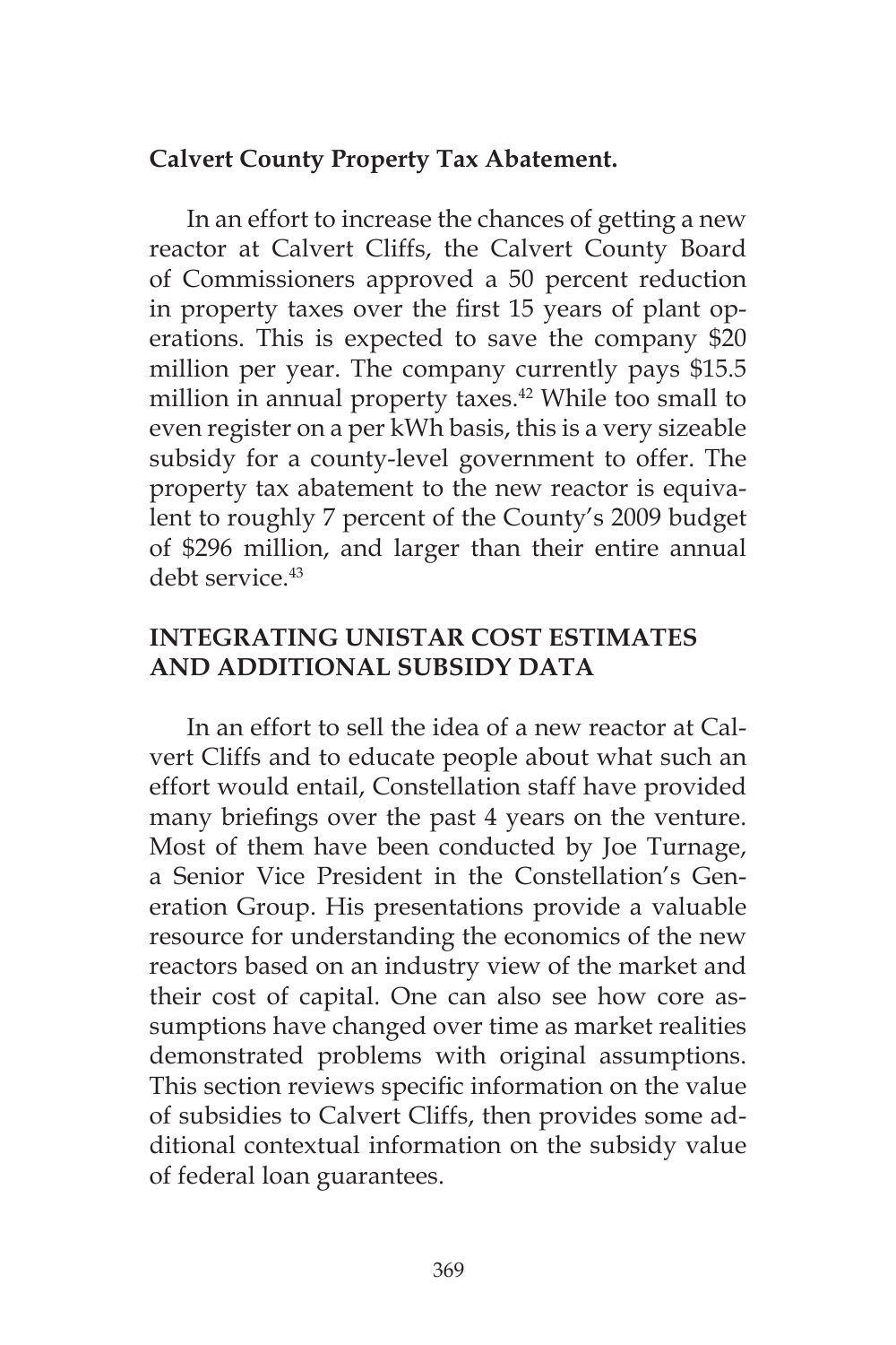**Calvert County Property Tax Abatement.**

In an effort to increase the chances of getting a new reactor at Calvert Cliffs, the Calvert County Board of Commissioners approved a 50 percent reduction in property taxes over the first 15 years of plant operations. This is expected to save the company $20 million per year. The company currently pays $15.5 million in annual property taxes.[42] While too small to even register on a per kWh basis, this is a very sizeable subsidy for a county-level government to offer. The property tax abatement to the new reactor is equivalent to roughly 7 percent of the County's 2009 budget of $296 million, and larger than their entire annual debt service.[43]

## INTEGRATING UNISTAR COST ESTIMATES AND ADDITIONAL SUBSIDY DATA

In an effort to sell the idea of a new reactor at Calvert Cliffs and to educate people about what such an effort would entail, Constellation staff have provided many briefings over the past 4 years on the venture. Most of them have been conducted by Joe Turnage, a Senior Vice President in the Constellation's Generation Group. His presentations provide a valuable resource for understanding the economics of the new reactors based on an industry view of the market and their cost of capital. One can also see how core assumptions have changed over time as market realities demonstrated problems with original assumptions. This section reviews specific information on the value of subsidies to Calvert Cliffs, then provides some additional contextual information on the subsidy value of federal loan guarantees.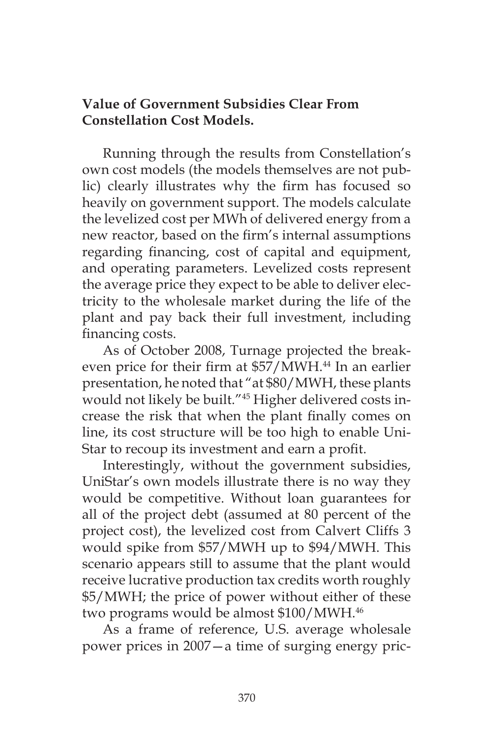**Value of Government Subsidies Clear From Constellation Cost Models.**

Running through the results from Constellation's own cost models (the models themselves are not public) clearly illustrates why the firm has focused so heavily on government support. The models calculate the levelized cost per MWh of delivered energy from a new reactor, based on the firm's internal assumptions regarding financing, cost of capital and equipment, and operating parameters. Levelized costs represent the average price they expect to be able to deliver electricity to the wholesale market during the life of the plant and pay back their full investment, including financing costs.

As of October 2008, Turnage projected the breakeven price for their firm at $57/MWH.[44] In an earlier presentation, he noted that "at $80/MWH, these plants would not likely be built."[45] Higher delivered costs increase the risk that when the plant finally comes on line, its cost structure will be too high to enable UniStar to recoup its investment and earn a profit.

Interestingly, without the government subsidies, UniStar's own models illustrate there is no way they would be competitive. Without loan guarantees for all of the project debt (assumed at 80 percent of the project cost), the levelized cost from Calvert Cliffs 3 would spike from $57/MWH up to $94/MWH. This scenario appears still to assume that the plant would receive lucrative production tax credits worth roughly $5/MWH; the price of power without either of these two programs would be almost $100/MWH.[46]

As a frame of reference, U.S. average wholesale power prices in 2007—a time of surging energy pric-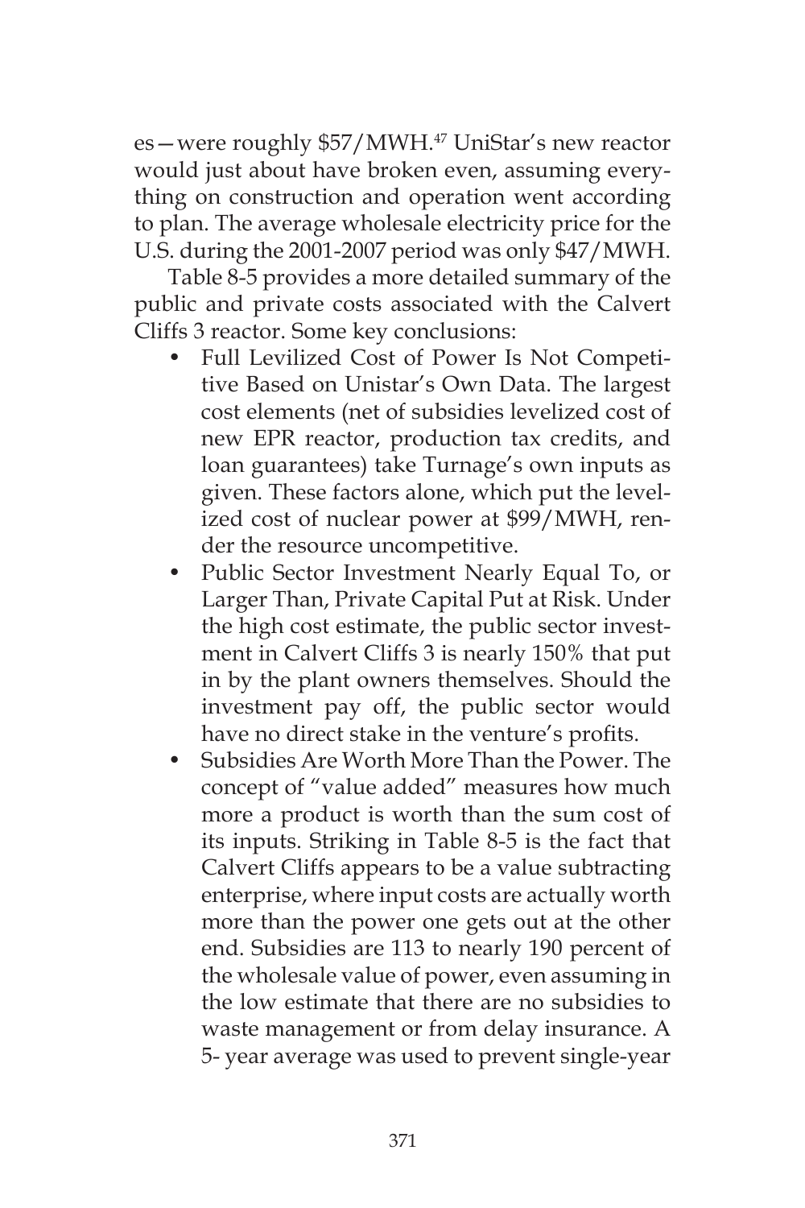es—were roughly $57/MWH.[47] UniStar's new reactor would just about have broken even, assuming everything on construction and operation went according to plan. The average wholesale electricity price for the U.S. during the 2001-2007 period was only $47/MWH.

Table 8-5 provides a more detailed summary of the public and private costs associated with the Calvert Cliffs 3 reactor. Some key conclusions:

- Full Levilized Cost of Power Is Not Competitive Based on Unistar's Own Data. The largest cost elements (net of subsidies levelized cost of new EPR reactor, production tax credits, and loan guarantees) take Turnage's own inputs as given. These factors alone, which put the levelized cost of nuclear power at $99/MWH, render the resource uncompetitive.
- Public Sector Investment Nearly Equal To, or Larger Than, Private Capital Put at Risk. Under the high cost estimate, the public sector investment in Calvert Cliffs 3 is nearly 150% that put in by the plant owners themselves. Should the investment pay off, the public sector would have no direct stake in the venture's profits.
- Subsidies Are Worth More Than the Power. The concept of "value added" measures how much more a product is worth than the sum cost of its inputs. Striking in Table 8-5 is the fact that Calvert Cliffs appears to be a value subtracting enterprise, where input costs are actually worth more than the power one gets out at the other end. Subsidies are 113 to nearly 190 percent of the wholesale value of power, even assuming in the low estimate that there are no subsidies to waste management or from delay insurance. A 5- year average was used to prevent single-year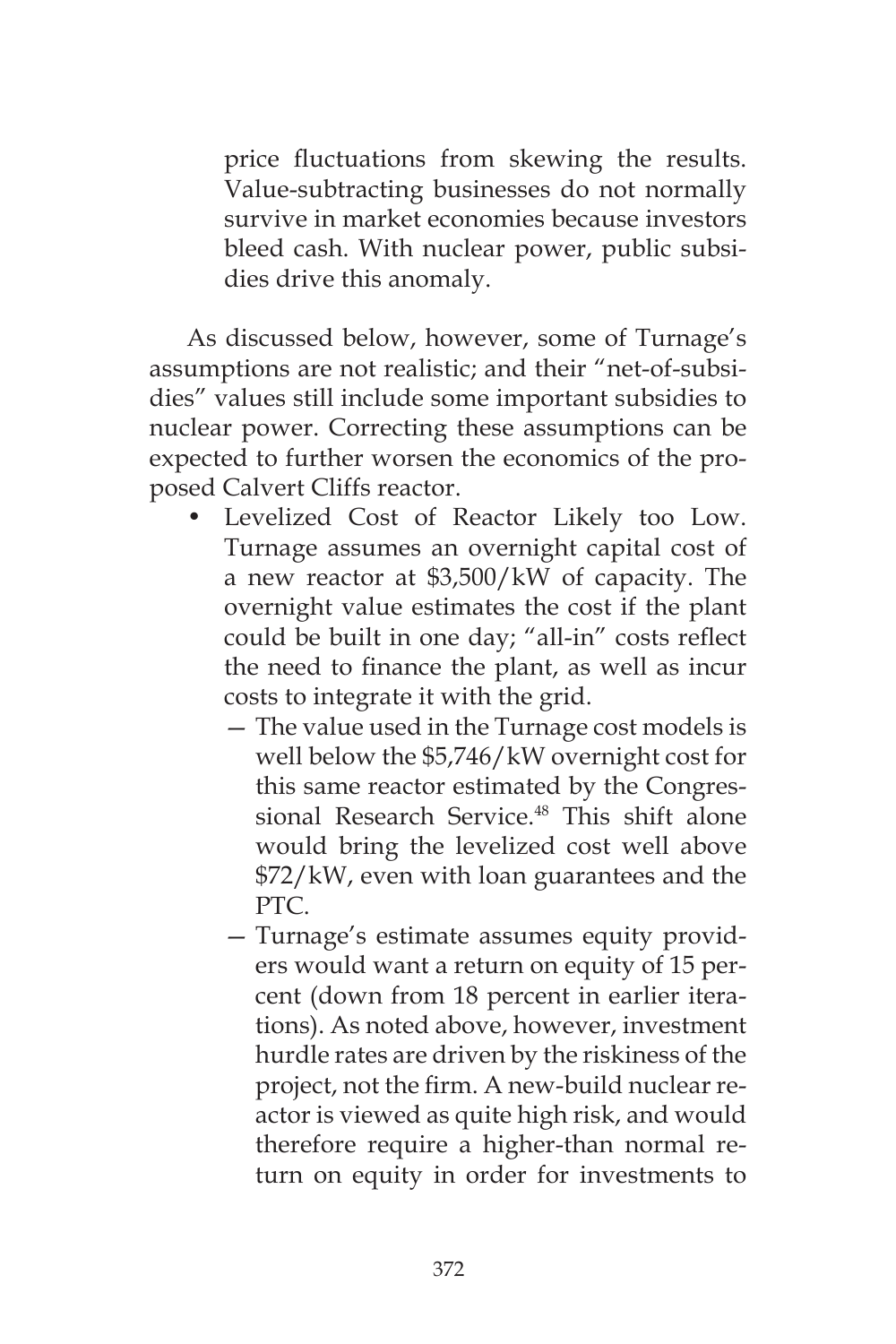price fluctuations from skewing the results. Value-subtracting businesses do not normally survive in market economies because investors bleed cash. With nuclear power, public subsidies drive this anomaly.

As discussed below, however, some of Turnage's assumptions are not realistic; and their "net-of-subsidies" values still include some important subsidies to nuclear power. Correcting these assumptions can be expected to further worsen the economics of the proposed Calvert Cliffs reactor.

- Levelized Cost of Reactor Likely too Low. Turnage assumes an overnight capital cost of a new reactor at \$3,500/kW of capacity. The overnight value estimates the cost if the plant could be built in one day; "all-in" costs reflect the need to finance the plant, as well as incur costs to integrate it with the grid.
  - The value used in the Turnage cost models is well below the \$5,746/kW overnight cost for this same reactor estimated by the Congressional Research Service.[48] This shift alone would bring the levelized cost well above \$72/kW, even with loan guarantees and the PTC.
  - Turnage's estimate assumes equity providers would want a return on equity of 15 percent (down from 18 percent in earlier iterations). As noted above, however, investment hurdle rates are driven by the riskiness of the project, not the firm. A new-build nuclear reactor is viewed as quite high risk, and would therefore require a higher-than normal return on equity in order for investments to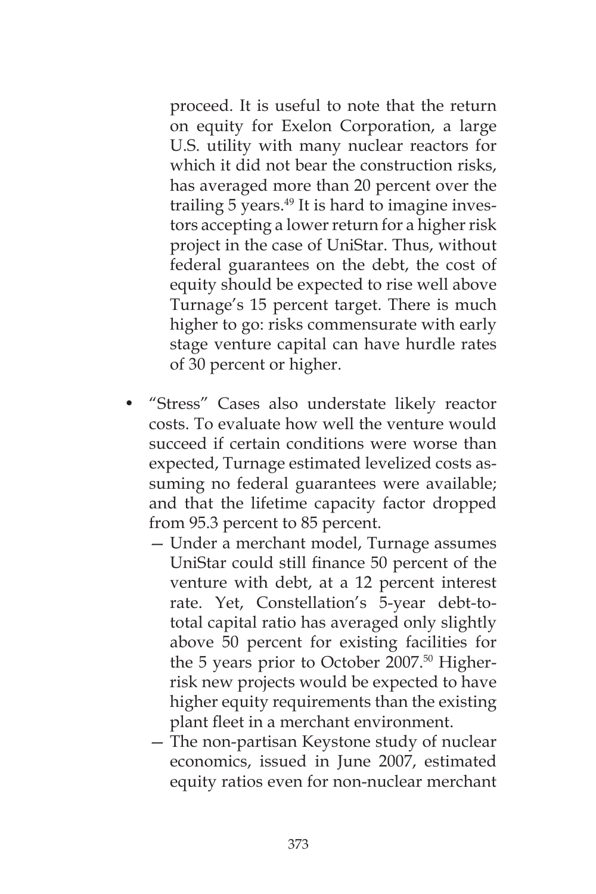proceed. It is useful to note that the return on equity for Exelon Corporation, a large U.S. utility with many nuclear reactors for which it did not bear the construction risks, has averaged more than 20 percent over the trailing 5 years.[49] It is hard to imagine investors accepting a lower return for a higher risk project in the case of UniStar. Thus, without federal guarantees on the debt, the cost of equity should be expected to rise well above Turnage's 15 percent target. There is much higher to go: risks commensurate with early stage venture capital can have hurdle rates of 30 percent or higher.

- "Stress" Cases also understate likely reactor costs. To evaluate how well the venture would succeed if certain conditions were worse than expected, Turnage estimated levelized costs assuming no federal guarantees were available; and that the lifetime capacity factor dropped from 95.3 percent to 85 percent.
  - Under a merchant model, Turnage assumes UniStar could still finance 50 percent of the venture with debt, at a 12 percent interest rate. Yet, Constellation's 5-year debt-to-total capital ratio has averaged only slightly above 50 percent for existing facilities for the 5 years prior to October 2007.[50] Higher-risk new projects would be expected to have higher equity requirements than the existing plant fleet in a merchant environment.
  - The non-partisan Keystone study of nuclear economics, issued in June 2007, estimated equity ratios even for non-nuclear merchant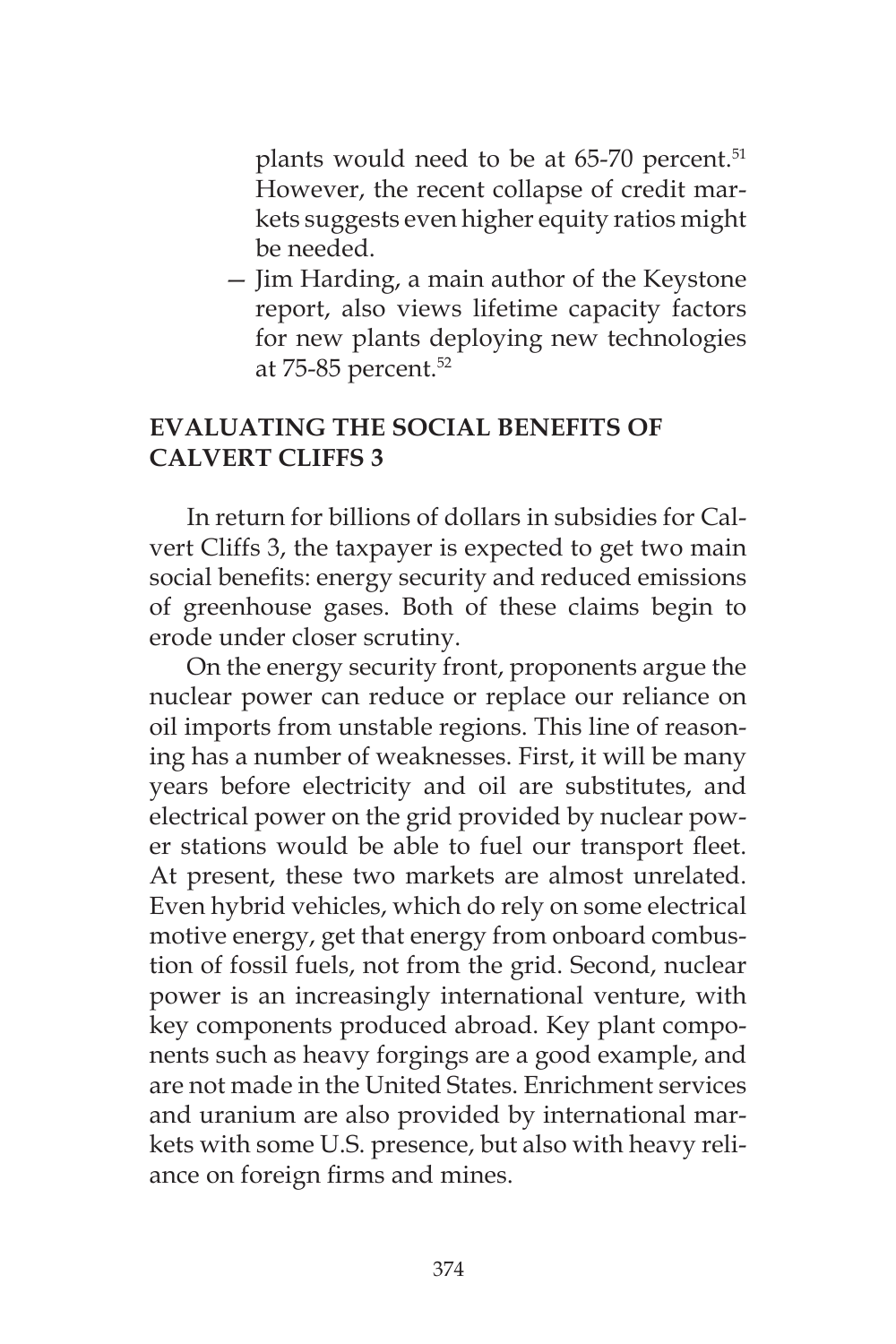plants would need to be at 65-70 percent.[51] However, the recent collapse of credit markets suggests even higher equity ratios might be needed.

— Jim Harding, a main author of the Keystone report, also views lifetime capacity factors for new plants deploying new technologies at 75-85 percent.[52]

## EVALUATING THE SOCIAL BENEFITS OF CALVERT CLIFFS 3

In return for billions of dollars in subsidies for Calvert Cliffs 3, the taxpayer is expected to get two main social benefits: energy security and reduced emissions of greenhouse gases. Both of these claims begin to erode under closer scrutiny.

On the energy security front, proponents argue the nuclear power can reduce or replace our reliance on oil imports from unstable regions. This line of reasoning has a number of weaknesses. First, it will be many years before electricity and oil are substitutes, and electrical power on the grid provided by nuclear power stations would be able to fuel our transport fleet. At present, these two markets are almost unrelated. Even hybrid vehicles, which do rely on some electrical motive energy, get that energy from onboard combustion of fossil fuels, not from the grid. Second, nuclear power is an increasingly international venture, with key components produced abroad. Key plant components such as heavy forgings are a good example, and are not made in the United States. Enrichment services and uranium are also provided by international markets with some U.S. presence, but also with heavy reliance on foreign firms and mines.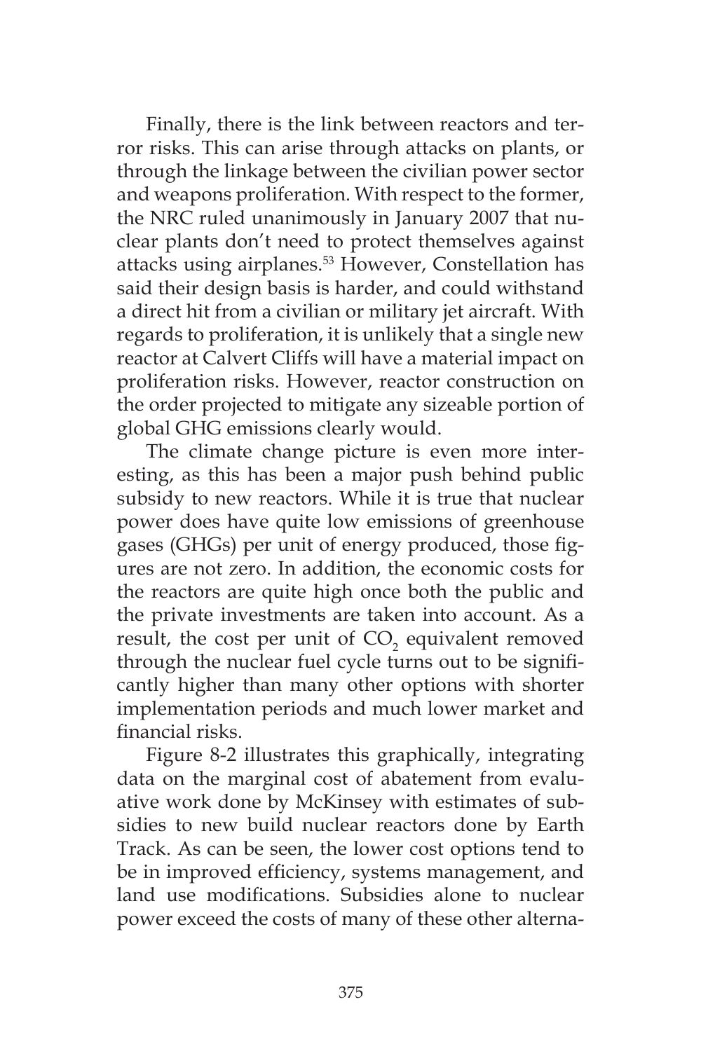Finally, there is the link between reactors and terror risks. This can arise through attacks on plants, or through the linkage between the civilian power sector and weapons proliferation. With respect to the former, the NRC ruled unanimously in January 2007 that nuclear plants don't need to protect themselves against attacks using airplanes.[53] However, Constellation has said their design basis is harder, and could withstand a direct hit from a civilian or military jet aircraft. With regards to proliferation, it is unlikely that a single new reactor at Calvert Cliffs will have a material impact on proliferation risks. However, reactor construction on the order projected to mitigate any sizeable portion of global GHG emissions clearly would.

The climate change picture is even more interesting, as this has been a major push behind public subsidy to new reactors. While it is true that nuclear power does have quite low emissions of greenhouse gases (GHGs) per unit of energy produced, those figures are not zero. In addition, the economic costs for the reactors are quite high once both the public and the private investments are taken into account. As a result, the cost per unit of $CO_2$ equivalent removed through the nuclear fuel cycle turns out to be significantly higher than many other options with shorter implementation periods and much lower market and financial risks.

Figure 8-2 illustrates this graphically, integrating data on the marginal cost of abatement from evaluative work done by McKinsey with estimates of subsidies to new build nuclear reactors done by Earth Track. As can be seen, the lower cost options tend to be in improved efficiency, systems management, and land use modifications. Subsidies alone to nuclear power exceed the costs of many of these other alterna-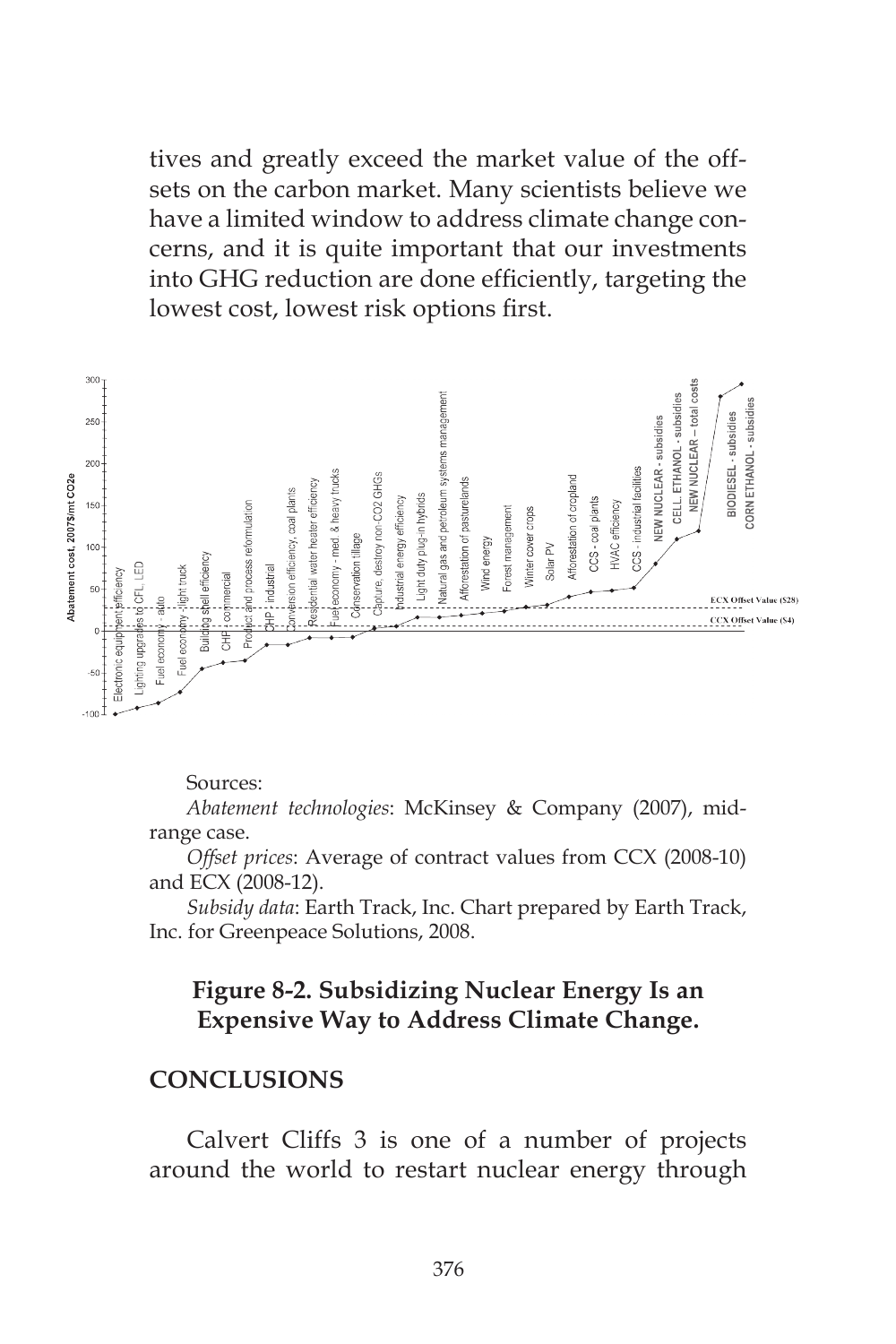tives and greatly exceed the market value of the offsets on the carbon market. Many scientists believe we have a limited window to address climate change concerns, and it is quite important that our investments into GHG reduction are done efficiently, targeting the lowest cost, lowest risk options first.

Sources:

*Abatement technologies*: McKinsey & Company (2007), mid-range case.

*Offset prices*: Average of contract values from CCX (2008-10) and ECX (2008-12).

*Subsidy data*: Earth Track, Inc. Chart prepared by Earth Track, Inc. for Greenpeace Solutions, 2008.

**Figure 8-2. Subsidizing Nuclear Energy Is an Expensive Way to Address Climate Change.**

## CONCLUSIONS

Calvert Cliffs 3 is one of a number of projects around the world to restart nuclear energy through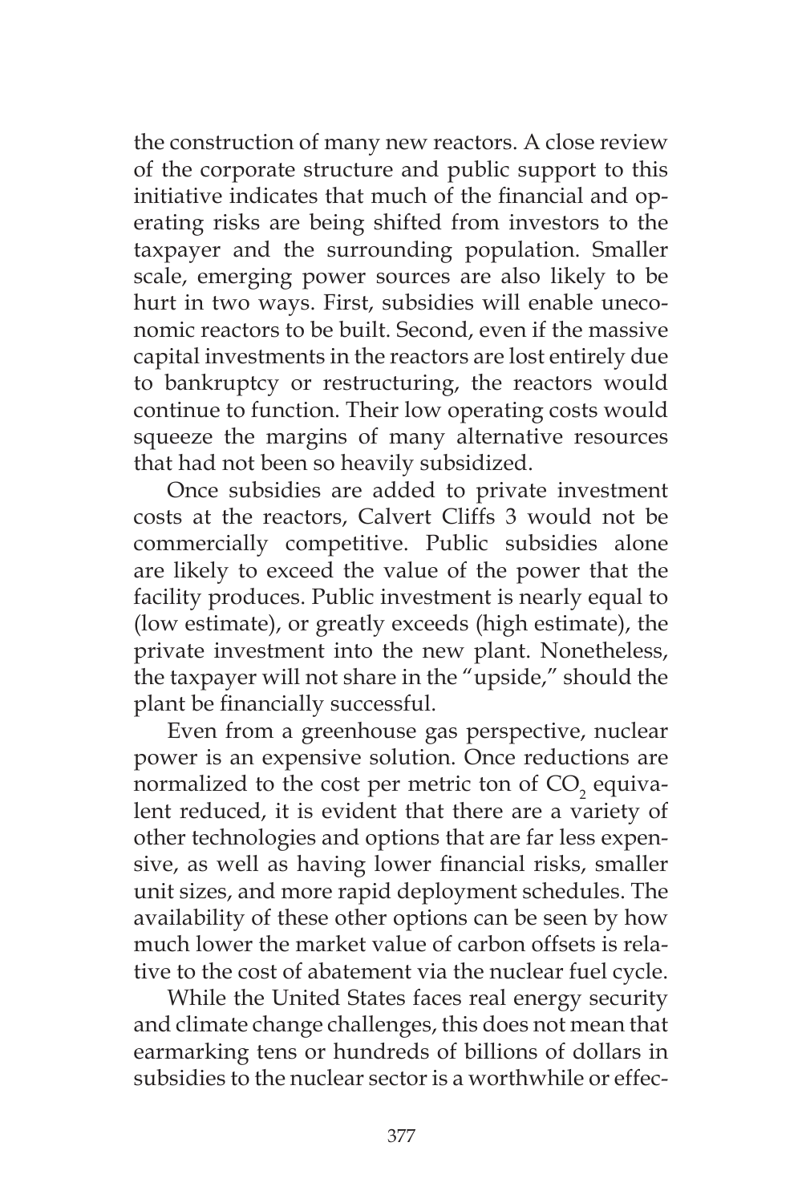the construction of many new reactors. A close review of the corporate structure and public support to this initiative indicates that much of the financial and operating risks are being shifted from investors to the taxpayer and the surrounding population. Smaller scale, emerging power sources are also likely to be hurt in two ways. First, subsidies will enable uneconomic reactors to be built. Second, even if the massive capital investments in the reactors are lost entirely due to bankruptcy or restructuring, the reactors would continue to function. Their low operating costs would squeeze the margins of many alternative resources that had not been so heavily subsidized.

Once subsidies are added to private investment costs at the reactors, Calvert Cliffs 3 would not be commercially competitive. Public subsidies alone are likely to exceed the value of the power that the facility produces. Public investment is nearly equal to (low estimate), or greatly exceeds (high estimate), the private investment into the new plant. Nonetheless, the taxpayer will not share in the "upside," should the plant be financially successful.

Even from a greenhouse gas perspective, nuclear power is an expensive solution. Once reductions are normalized to the cost per metric ton of $CO_2$ equivalent reduced, it is evident that there are a variety of other technologies and options that are far less expensive, as well as having lower financial risks, smaller unit sizes, and more rapid deployment schedules. The availability of these other options can be seen by how much lower the market value of carbon offsets is relative to the cost of abatement via the nuclear fuel cycle.

While the United States faces real energy security and climate change challenges, this does not mean that earmarking tens or hundreds of billions of dollars in subsidies to the nuclear sector is a worthwhile or effec-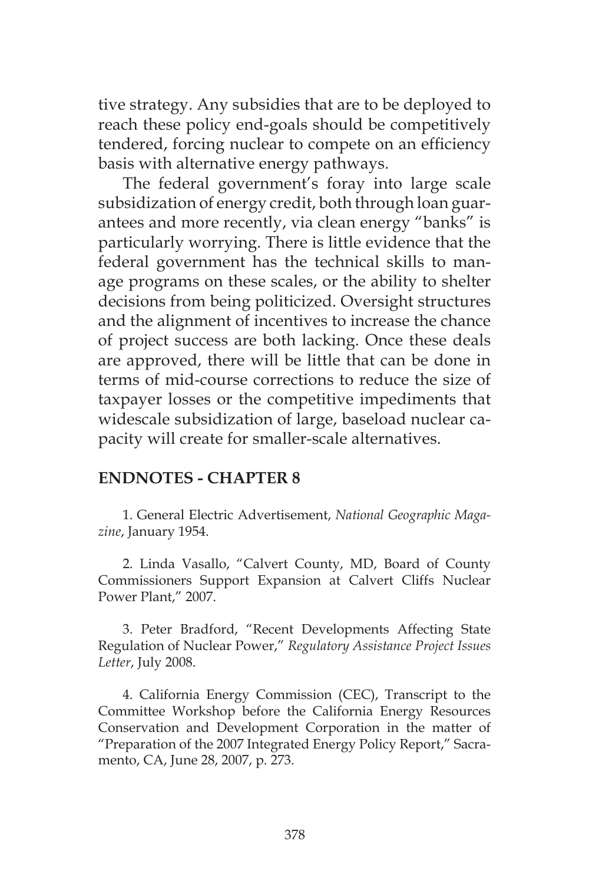tive strategy. Any subsidies that are to be deployed to reach these policy end-goals should be competitively tendered, forcing nuclear to compete on an efficiency basis with alternative energy pathways.

The federal government's foray into large scale subsidization of energy credit, both through loan guarantees and more recently, via clean energy "banks" is particularly worrying. There is little evidence that the federal government has the technical skills to manage programs on these scales, or the ability to shelter decisions from being politicized. Oversight structures and the alignment of incentives to increase the chance of project success are both lacking. Once these deals are approved, there will be little that can be done in terms of mid-course corrections to reduce the size of taxpayer losses or the competitive impediments that widescale subsidization of large, baseload nuclear capacity will create for smaller-scale alternatives.

## ENDNOTES - CHAPTER 8

1. General Electric Advertisement, *National Geographic Magazine*, January 1954.

2. Linda Vasallo, "Calvert County, MD, Board of County Commissioners Support Expansion at Calvert Cliffs Nuclear Power Plant," 2007.

3. Peter Bradford, "Recent Developments Affecting State Regulation of Nuclear Power," *Regulatory Assistance Project Issues Letter*, July 2008.

4. California Energy Commission (CEC), Transcript to the Committee Workshop before the California Energy Resources Conservation and Development Corporation in the matter of "Preparation of the 2007 Integrated Energy Policy Report," Sacramento, CA, June 28, 2007, p. 273.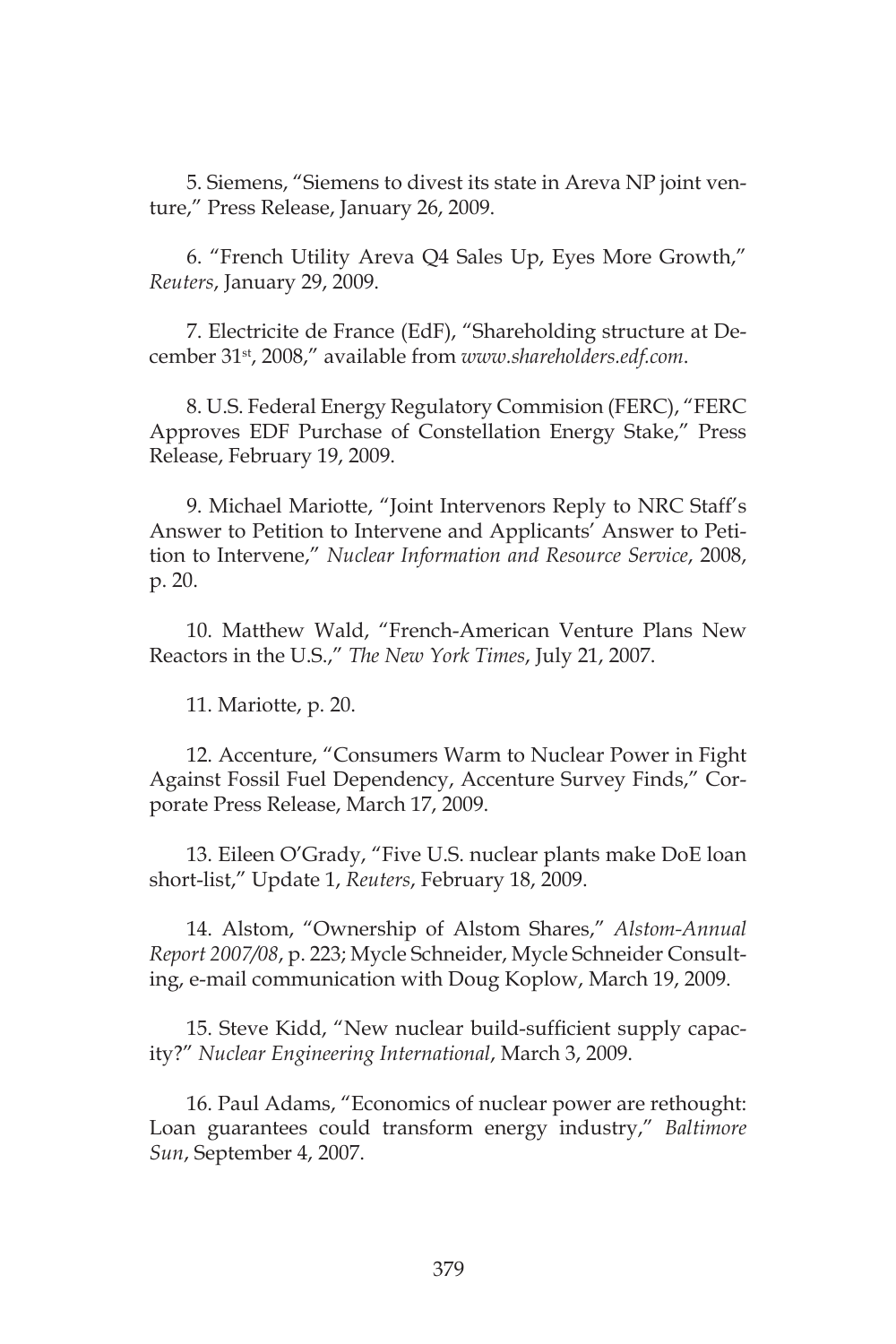5. Siemens, "Siemens to divest its state in Areva NP joint venture," Press Release, January 26, 2009.

6. "French Utility Areva Q4 Sales Up, Eyes More Growth," *Reuters*, January 29, 2009.

7. Electricite de France (EdF), "Shareholding structure at December 31st, 2008," available from *www.shareholders.edf.com*.

8. U.S. Federal Energy Regulatory Commision (FERC), "FERC Approves EDF Purchase of Constellation Energy Stake," Press Release, February 19, 2009.

9. Michael Mariotte, "Joint Intervenors Reply to NRC Staff's Answer to Petition to Intervene and Applicants' Answer to Petition to Intervene," *Nuclear Information and Resource Service*, 2008, p. 20.

10. Matthew Wald, "French-American Venture Plans New Reactors in the U.S.," *The New York Times*, July 21, 2007.

11. Mariotte, p. 20.

12. Accenture, "Consumers Warm to Nuclear Power in Fight Against Fossil Fuel Dependency, Accenture Survey Finds," Corporate Press Release, March 17, 2009.

13. Eileen O'Grady, "Five U.S. nuclear plants make DoE loan short-list," Update 1, *Reuters*, February 18, 2009.

14. Alstom, "Ownership of Alstom Shares," *Alstom-Annual Report 2007/08*, p. 223; Mycle Schneider, Mycle Schneider Consulting, e-mail communication with Doug Koplow, March 19, 2009.

15. Steve Kidd, "New nuclear build-sufficient supply capacity?" *Nuclear Engineering International*, March 3, 2009.

16. Paul Adams, "Economics of nuclear power are rethought: Loan guarantees could transform energy industry," *Baltimore Sun*, September 4, 2007.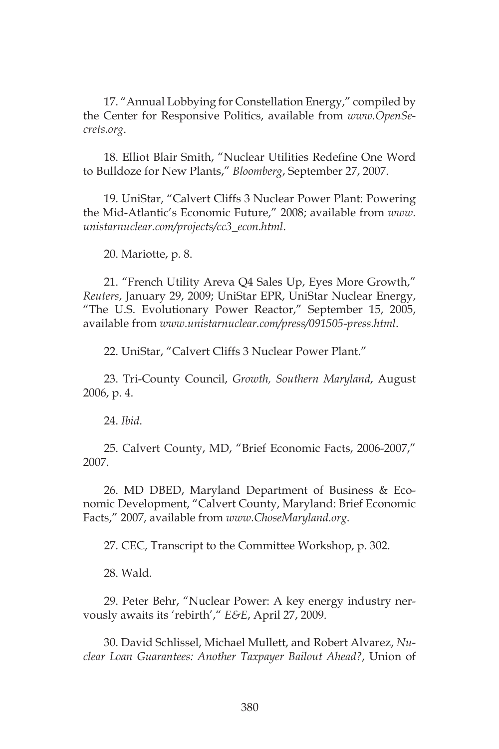17. "Annual Lobbying for Constellation Energy," compiled by the Center for Responsive Politics, available from *www.OpenSecrets.org*.

18. Elliot Blair Smith, "Nuclear Utilities Redefine One Word to Bulldoze for New Plants," *Bloomberg*, September 27, 2007.

19. UniStar, "Calvert Cliffs 3 Nuclear Power Plant: Powering the Mid-Atlantic's Economic Future," 2008; available from *www.unistarnuclear.com/projects/cc3_econ.html*.

20. Mariotte, p. 8.

21. "French Utility Areva Q4 Sales Up, Eyes More Growth," *Reuters*, January 29, 2009; UniStar EPR, UniStar Nuclear Energy, "The U.S. Evolutionary Power Reactor," September 15, 2005, available from *www.unistarnuclear.com/press/091505-press.html*.

22. UniStar, "Calvert Cliffs 3 Nuclear Power Plant."

23. Tri-County Council, *Growth, Southern Maryland*, August 2006, p. 4.

24. *Ibid*.

25. Calvert County, MD, "Brief Economic Facts, 2006-2007," 2007.

26. MD DBED, Maryland Department of Business & Economic Development, "Calvert County, Maryland: Brief Economic Facts," 2007, available from *www.ChoseMaryland.org*.

27. CEC, Transcript to the Committee Workshop, p. 302.

28. Wald.

29. Peter Behr, "Nuclear Power: A key energy industry nervously awaits its 'rebirth'," *E&E*, April 27, 2009.

30. David Schlissel, Michael Mullett, and Robert Alvarez, *Nuclear Loan Guarantees: Another Taxpayer Bailout Ahead?*, Union of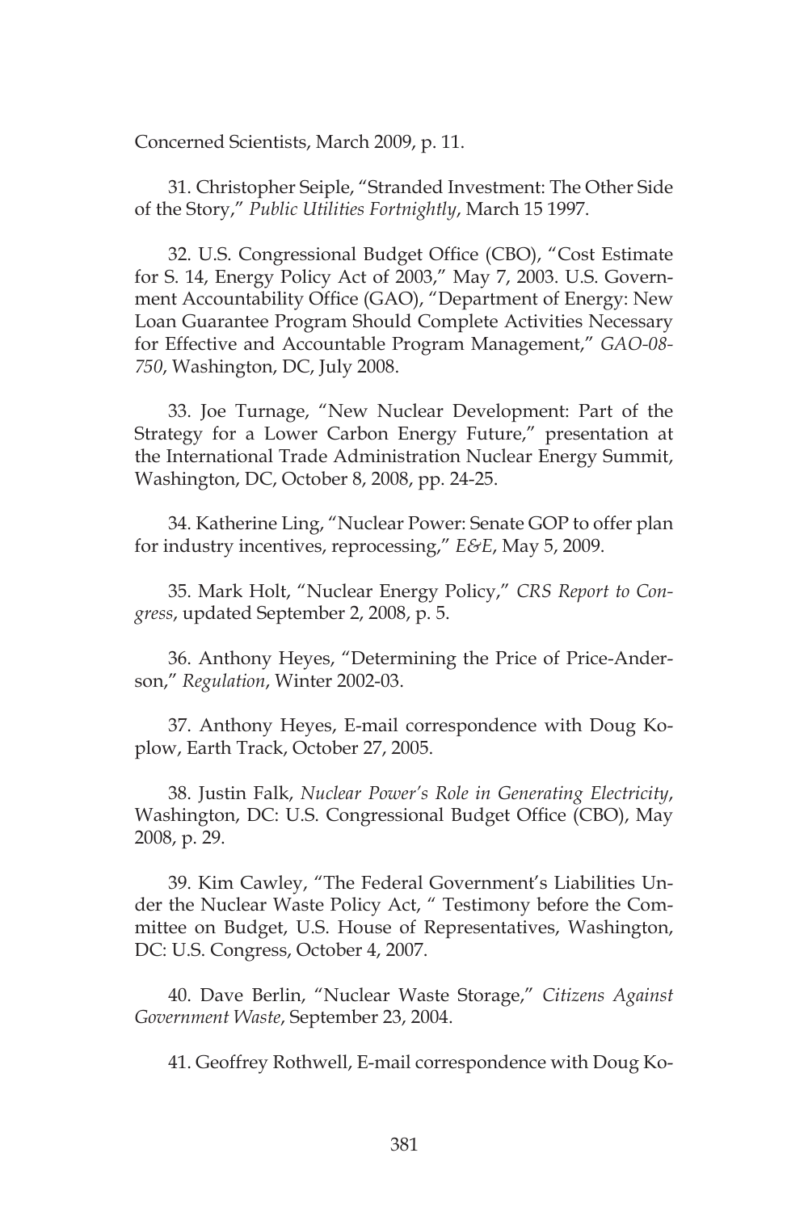Concerned Scientists, March 2009, p. 11.

31. Christopher Seiple, "Stranded Investment: The Other Side of the Story," *Public Utilities Fortnightly*, March 15 1997.

32. U.S. Congressional Budget Office (CBO), "Cost Estimate for S. 14, Energy Policy Act of 2003," May 7, 2003. U.S. Government Accountability Office (GAO), "Department of Energy: New Loan Guarantee Program Should Complete Activities Necessary for Effective and Accountable Program Management," *GAO-08-750*, Washington, DC, July 2008.

33. Joe Turnage, "New Nuclear Development: Part of the Strategy for a Lower Carbon Energy Future," presentation at the International Trade Administration Nuclear Energy Summit, Washington, DC, October 8, 2008, pp. 24-25.

34. Katherine Ling, "Nuclear Power: Senate GOP to offer plan for industry incentives, reprocessing," *E&E*, May 5, 2009.

35. Mark Holt, "Nuclear Energy Policy," *CRS Report to Congress*, updated September 2, 2008, p. 5.

36. Anthony Heyes, "Determining the Price of Price-Anderson," *Regulation*, Winter 2002-03.

37. Anthony Heyes, E-mail correspondence with Doug Koplow, Earth Track, October 27, 2005.

38. Justin Falk, *Nuclear Power's Role in Generating Electricity*, Washington, DC: U.S. Congressional Budget Office (CBO), May 2008, p. 29.

39. Kim Cawley, "The Federal Government's Liabilities Under the Nuclear Waste Policy Act, " Testimony before the Committee on Budget, U.S. House of Representatives, Washington, DC: U.S. Congress, October 4, 2007.

40. Dave Berlin, "Nuclear Waste Storage," *Citizens Against Government Waste*, September 23, 2004.

41. Geoffrey Rothwell, E-mail correspondence with Doug Ko-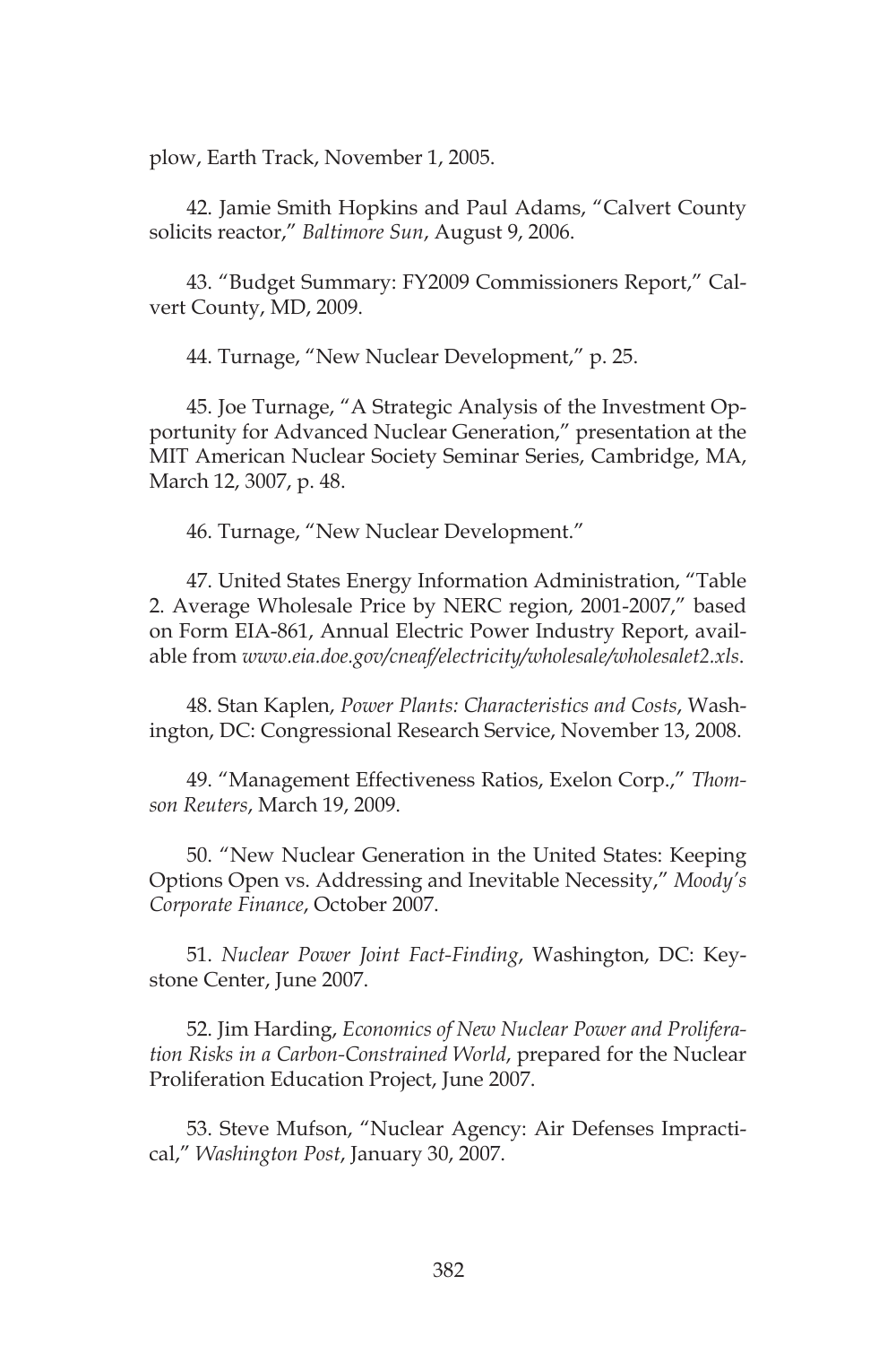plow, Earth Track, November 1, 2005.

42. Jamie Smith Hopkins and Paul Adams, "Calvert County solicits reactor," *Baltimore Sun*, August 9, 2006.

43. "Budget Summary: FY2009 Commissioners Report," Calvert County, MD, 2009.

44. Turnage, "New Nuclear Development," p. 25.

45. Joe Turnage, "A Strategic Analysis of the Investment Opportunity for Advanced Nuclear Generation," presentation at the MIT American Nuclear Society Seminar Series, Cambridge, MA, March 12, 3007, p. 48.

46. Turnage, "New Nuclear Development."

47. United States Energy Information Administration, "Table 2. Average Wholesale Price by NERC region, 2001-2007," based on Form EIA-861, Annual Electric Power Industry Report, available from *www.eia.doe.gov/cneaf/electricity/wholesale/wholesalet2.xls*.

48. Stan Kaplen, *Power Plants: Characteristics and Costs*, Washington, DC: Congressional Research Service, November 13, 2008.

49. "Management Effectiveness Ratios, Exelon Corp.," *Thomson Reuters*, March 19, 2009.

50. "New Nuclear Generation in the United States: Keeping Options Open vs. Addressing and Inevitable Necessity," *Moody's Corporate Finance*, October 2007.

51. *Nuclear Power Joint Fact-Finding*, Washington, DC: Keystone Center, June 2007.

52. Jim Harding, *Economics of New Nuclear Power and Proliferation Risks in a Carbon-Constrained World*, prepared for the Nuclear Proliferation Education Project, June 2007.

53. Steve Mufson, "Nuclear Agency: Air Defenses Impractical," *Washington Post*, January 30, 2007.